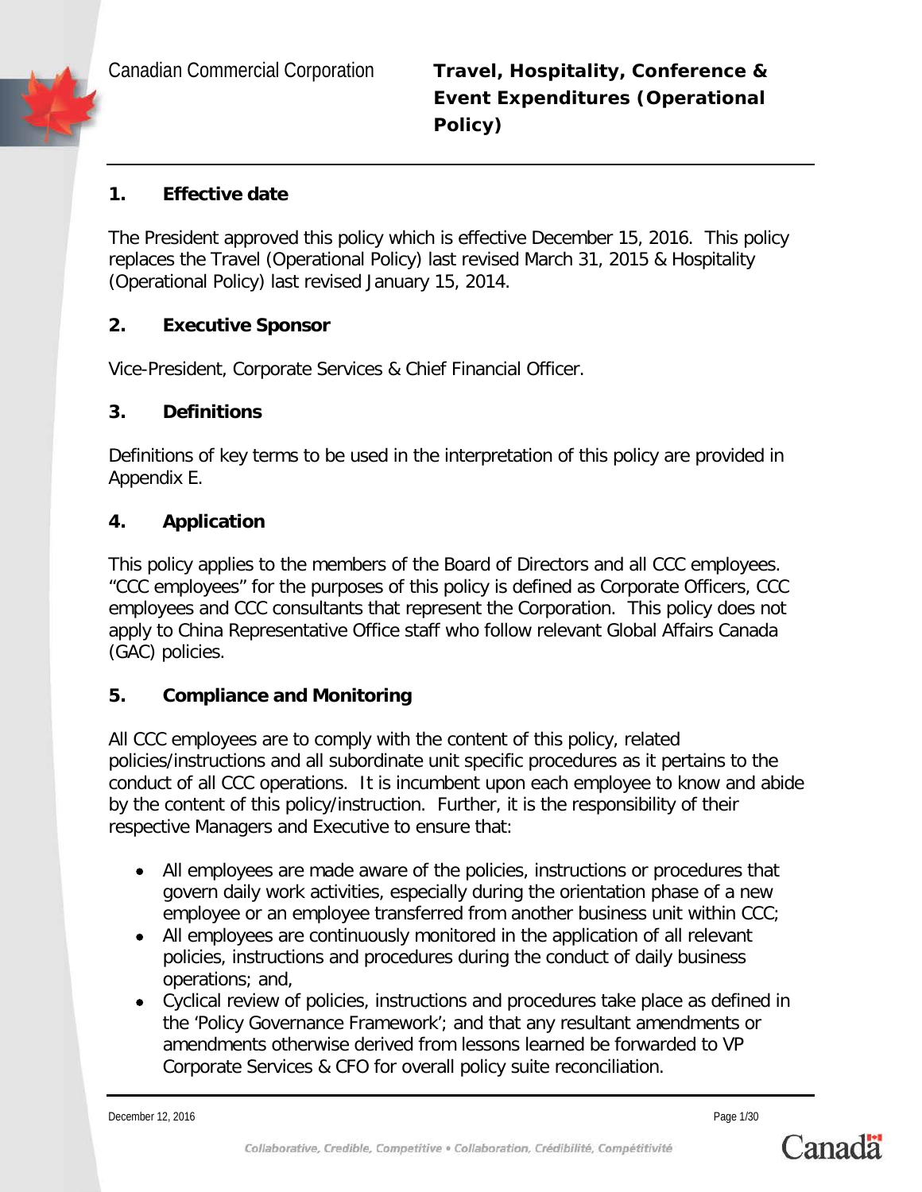Canadian Commercial Corporation

# Travel, Hospitality, Conference & Event Expenditures (Operational Policy)

## 1. Effective date

The President approved this policy which is effective December 15, 2016. This policy replaces the Travel (Operational Policy) last revised March 31, 2015 & Hospitality (Operational Policy) last revised January 15, 2014.

## 2. Executive Sponsor

Vice-President, Corporate Services & Chief Financial Officer.

## 3. Definitions

Definitions of key terms to be used in the interpretation of this policy are provided in Appendix E.

## 4. Application

This policy applies to the members of the Board of Directors and all CCC employees. "CCC employees" for the purposes of this policy is defined as Corporate Officers, CCC employees and CCC consultants that represent the Corporation. This policy does not apply to China Representative Office staff who follow relevant Global Affairs Canada (GAC) policies.

## 5. Compliance and Monitoring

All CCC employees are to comply with the content of this policy, related policies/instructions and all subordinate unit specific procedures as it pertains to the conduct of all CCC operations. It is incumbent upon each employee to know and abide by the content of this policy/instruction. Further, it is the responsibility of their respective Managers and Executive to ensure that:

- All employees are made aware of the policies, instructions or procedures that govern daily work activities, especially during the orientation phase of a new employee or an employee transferred from another business unit within CCC;
- All employees are continuously monitored in the application of all relevant policies, instructions and procedures during the conduct of daily business operations; and,
- Cyclical review of policies, instructions and procedures take place as defined in the 'Policy Governance Framework'; and that any resultant amendments or amendments otherwise derived from lessons learned be forwarded to VP Corporate Services & CFO for overall policy suite reconciliation.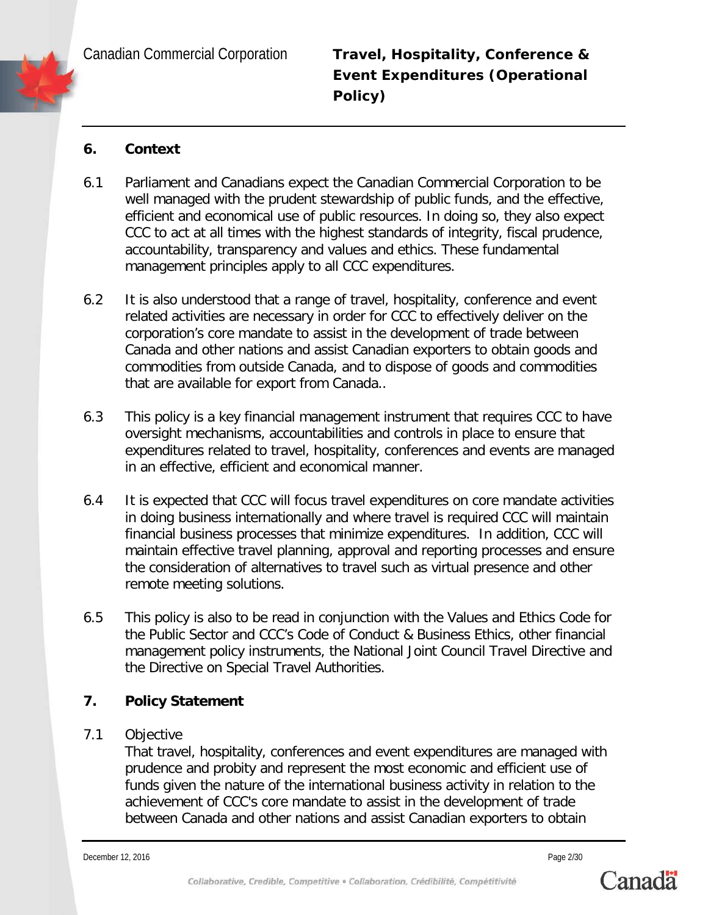## 6. Context

6.1 Parliament and Canadians expect the Canadian Commercial Corporation to be well managed with the prudent stewardship of public funds, and the effective, efficient and economical use of public resources. In doing so, they also expect CCC to act at all times with the highest standards of integrity, fiscal prudence, accountability, transparency and values and ethics. These fundamental management principles apply to all CCC expenditures.

6.2 It is also understood that a range of travel, hospitality, conference and event related activities are necessary in order for CCC to effectively deliver on the corporation's core mandate to assist in the development of trade between Canada and other nations and assist Canadian exporters to obtain goods and commodities from outside Canada, and to dispose of goods and commodities that are available for export from Canada..

6.3 This policy is a key financial management instrument that requires CCC to have oversight mechanisms, accountabilities and controls in place to ensure that expenditures related to travel, hospitality, conferences and events are managed in an effective, efficient and economical manner.

6.4 It is expected that CCC will focus travel expenditures on core mandate activities in doing business internationally and where travel is required CCC will maintain financial business processes that minimize expenditures. In addition, CCC will maintain effective travel planning, approval and reporting processes and ensure the consideration of alternatives to travel such as virtual presence and other remote meeting solutions.

6.5 This policy is also to be read in conjunction with the Values and Ethics Code for the Public Sector and CCC's Code of Conduct & Business Ethics, other financial management policy instruments, the National Joint Council Travel Directive and the Directive on Special Travel Authorities.

## 7. Policy Statement

7.1 Objective

That travel, hospitality, conferences and event expenditures are managed with prudence and probity and represent the most economic and efficient use of funds given the nature of the international business activity in relation to the achievement of CCC's core mandate to assist in the development of trade between Canada and other nations and assist Canadian exporters to obtain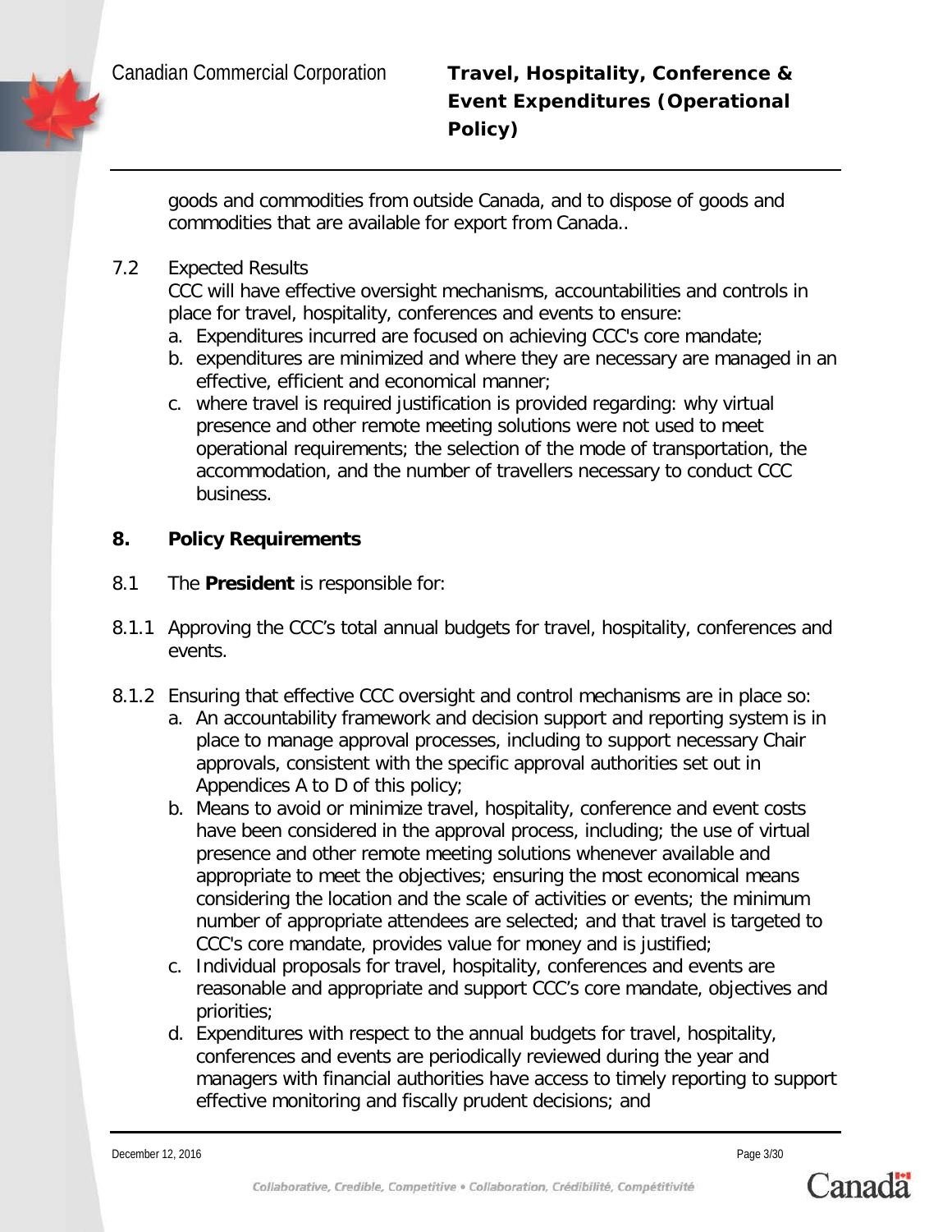goods and commodities from outside Canada, and to dispose of goods and commodities that are available for export from Canada..

7.2 Expected Results

CCC will have effective oversight mechanisms, accountabilities and controls in place for travel, hospitality, conferences and events to ensure:

a. Expenditures incurred are focused on achieving CCC's core mandate;
b. expenditures are minimized and where they are necessary are managed in an effective, efficient and economical manner;
c. where travel is required justification is provided regarding: why virtual presence and other remote meeting solutions were not used to meet operational requirements; the selection of the mode of transportation, the accommodation, and the number of travellers necessary to conduct CCC business.

## 8. Policy Requirements

8.1 The **President** is responsible for:

8.1.1 Approving the CCC's total annual budgets for travel, hospitality, conferences and events.

8.1.2 Ensuring that effective CCC oversight and control mechanisms are in place so:

a. An accountability framework and decision support and reporting system is in place to manage approval processes, including to support necessary Chair approvals, consistent with the specific approval authorities set out in Appendices A to D of this policy;
b. Means to avoid or minimize travel, hospitality, conference and event costs have been considered in the approval process, including; the use of virtual presence and other remote meeting solutions whenever available and appropriate to meet the objectives; ensuring the most economical means considering the location and the scale of activities or events; the minimum number of appropriate attendees are selected; and that travel is targeted to CCC's core mandate, provides value for money and is justified;
c. Individual proposals for travel, hospitality, conferences and events are reasonable and appropriate and support CCC's core mandate, objectives and priorities;
d. Expenditures with respect to the annual budgets for travel, hospitality, conferences and events are periodically reviewed during the year and managers with financial authorities have access to timely reporting to support effective monitoring and fiscally prudent decisions; and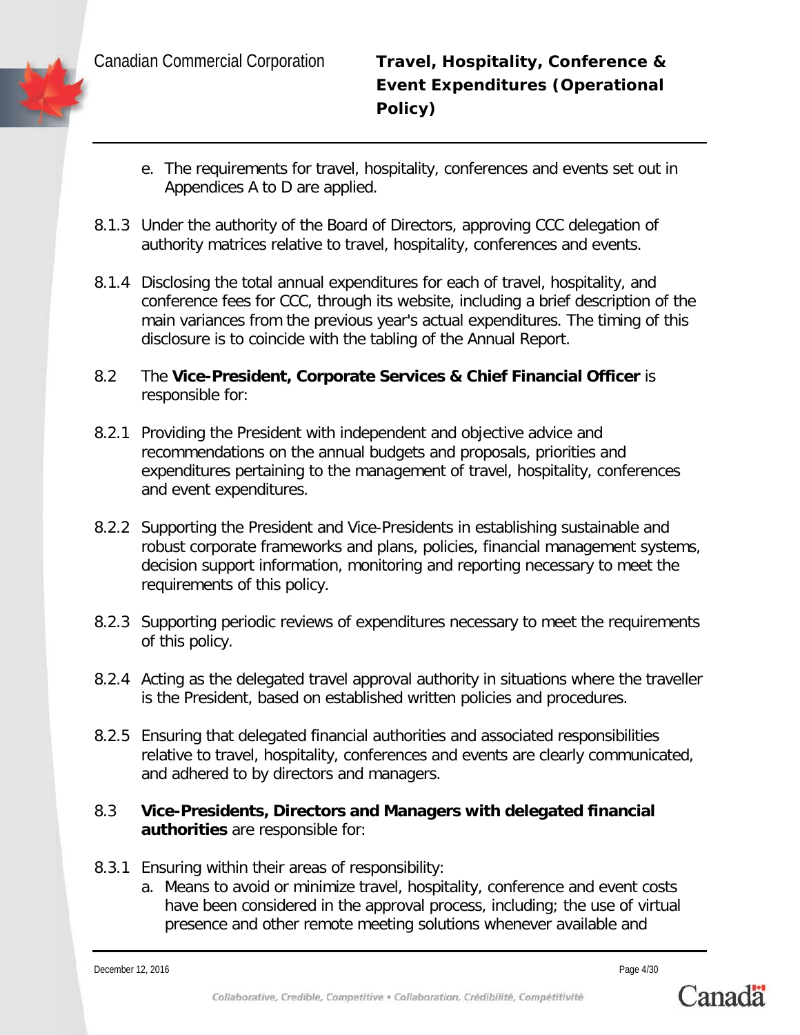e. The requirements for travel, hospitality, conferences and events set out in Appendices A to D are applied.

8.1.3 Under the authority of the Board of Directors, approving CCC delegation of authority matrices relative to travel, hospitality, conferences and events.

8.1.4 Disclosing the total annual expenditures for each of travel, hospitality, and conference fees for CCC, through its website, including a brief description of the main variances from the previous year's actual expenditures. The timing of this disclosure is to coincide with the tabling of the Annual Report.

8.2 The **Vice-President, Corporate Services & Chief Financial Officer** is responsible for:

8.2.1 Providing the President with independent and objective advice and recommendations on the annual budgets and proposals, priorities and expenditures pertaining to the management of travel, hospitality, conferences and event expenditures.

8.2.2 Supporting the President and Vice-Presidents in establishing sustainable and robust corporate frameworks and plans, policies, financial management systems, decision support information, monitoring and reporting necessary to meet the requirements of this policy.

8.2.3 Supporting periodic reviews of expenditures necessary to meet the requirements of this policy.

8.2.4 Acting as the delegated travel approval authority in situations where the traveller is the President, based on established written policies and procedures.

8.2.5 Ensuring that delegated financial authorities and associated responsibilities relative to travel, hospitality, conferences and events are clearly communicated, and adhered to by directors and managers.

8.3 **Vice-Presidents, Directors and Managers with delegated financial authorities** are responsible for:

8.3.1 Ensuring within their areas of responsibility:

a. Means to avoid or minimize travel, hospitality, conference and event costs have been considered in the approval process, including; the use of virtual presence and other remote meeting solutions whenever available and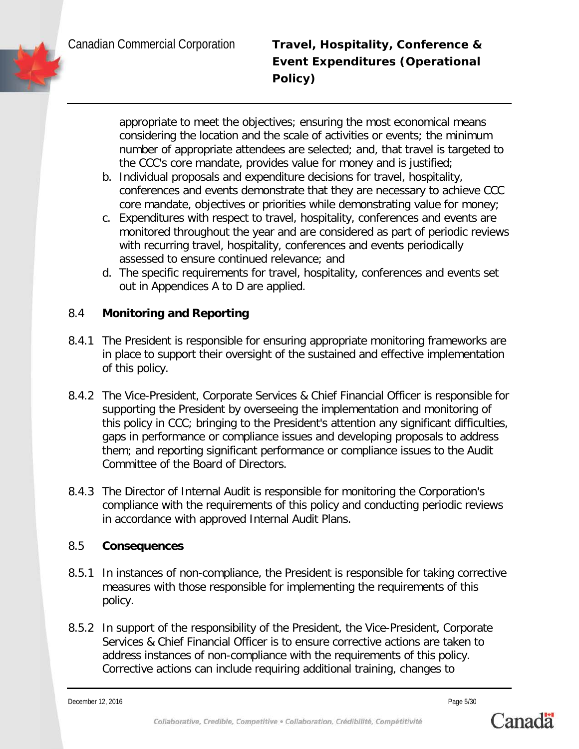appropriate to meet the objectives; ensuring the most economical means considering the location and the scale of activities or events; the minimum number of appropriate attendees are selected; and, that travel is targeted to the CCC's core mandate, provides value for money and is justified;

b. Individual proposals and expenditure decisions for travel, hospitality, conferences and events demonstrate that they are necessary to achieve CCC core mandate, objectives or priorities while demonstrating value for money;

c. Expenditures with respect to travel, hospitality, conferences and events are monitored throughout the year and are considered as part of periodic reviews with recurring travel, hospitality, conferences and events periodically assessed to ensure continued relevance; and

d. The specific requirements for travel, hospitality, conferences and events set out in Appendices A to D are applied.

## 8.4 Monitoring and Reporting

8.4.1 The President is responsible for ensuring appropriate monitoring frameworks are in place to support their oversight of the sustained and effective implementation of this policy.

8.4.2 The Vice-President, Corporate Services & Chief Financial Officer is responsible for supporting the President by overseeing the implementation and monitoring of this policy in CCC; bringing to the President's attention any significant difficulties, gaps in performance or compliance issues and developing proposals to address them; and reporting significant performance or compliance issues to the Audit Committee of the Board of Directors.

8.4.3 The Director of Internal Audit is responsible for monitoring the Corporation's compliance with the requirements of this policy and conducting periodic reviews in accordance with approved Internal Audit Plans.

## 8.5 Consequences

8.5.1 In instances of non-compliance, the President is responsible for taking corrective measures with those responsible for implementing the requirements of this policy.

8.5.2 In support of the responsibility of the President, the Vice-President, Corporate Services & Chief Financial Officer is to ensure corrective actions are taken to address instances of non-compliance with the requirements of this policy. Corrective actions can include requiring additional training, changes to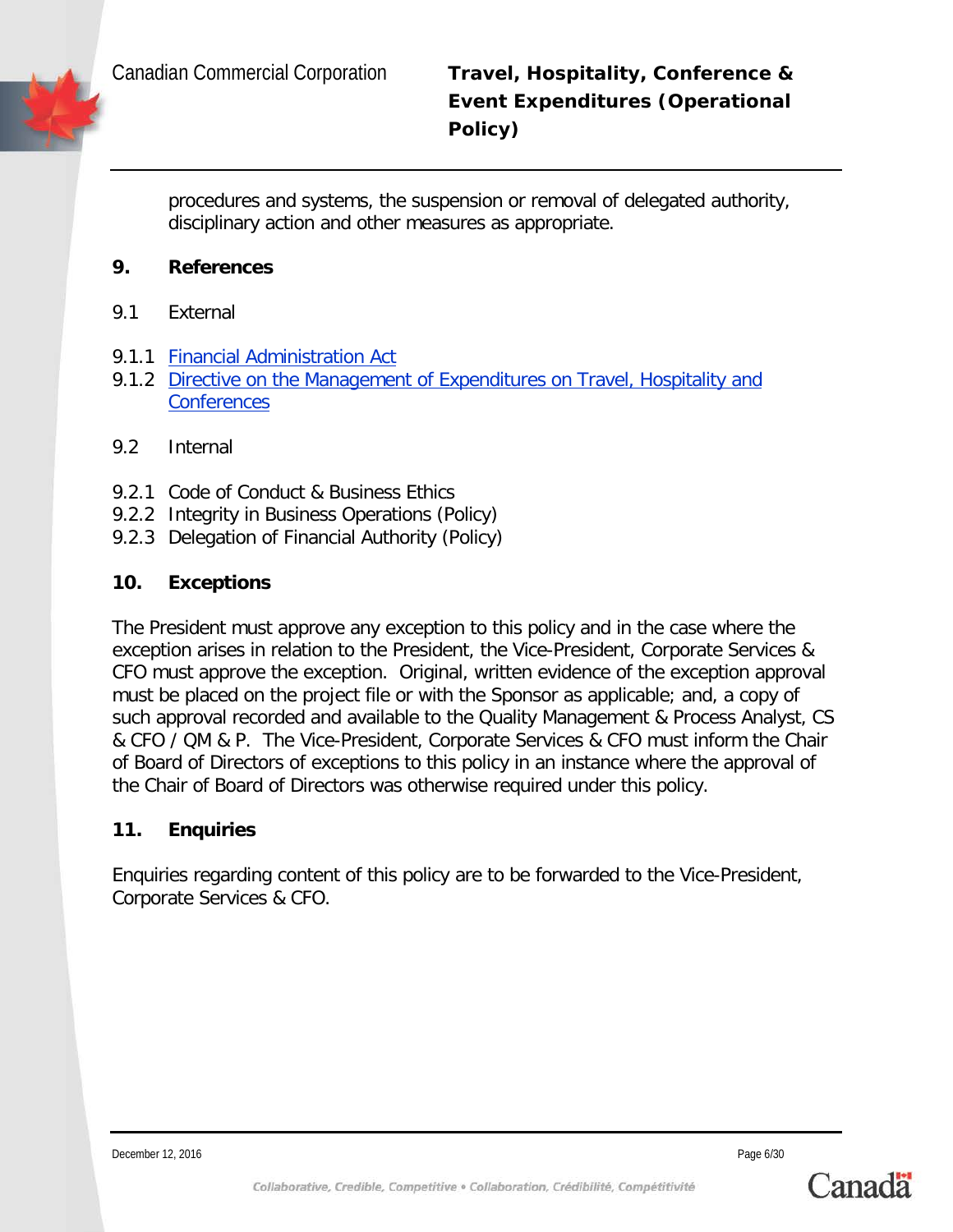procedures and systems, the suspension or removal of delegated authority, disciplinary action and other measures as appropriate.

## 9. References

9.1 External

9.1.1 Financial Administration Act
9.1.2 Directive on the Management of Expenditures on Travel, Hospitality and Conferences

9.2 Internal

9.2.1 Code of Conduct & Business Ethics
9.2.2 Integrity in Business Operations (Policy)
9.2.3 Delegation of Financial Authority (Policy)

## 10. Exceptions

The President must approve any exception to this policy and in the case where the exception arises in relation to the President, the Vice-President, Corporate Services & CFO must approve the exception. Original, written evidence of the exception approval must be placed on the project file or with the Sponsor as applicable; and, a copy of such approval recorded and available to the Quality Management & Process Analyst, CS & CFO / QM & P. The Vice-President, Corporate Services & CFO must inform the Chair of Board of Directors of exceptions to this policy in an instance where the approval of the Chair of Board of Directors was otherwise required under this policy.

## 11. Enquiries

Enquiries regarding content of this policy are to be forwarded to the Vice-President, Corporate Services & CFO.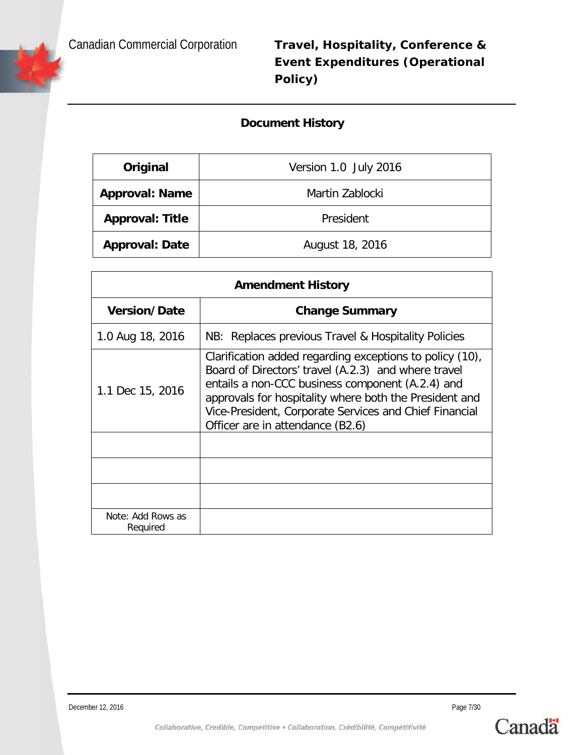## Document History

| Original | Version 1.0 July 2016 |
|---|---|
| **Approval: Name** | Martin Zablocki |
| **Approval: Title** | President |
| **Approval: Date** | August 18, 2016 |

| Amendment History | |
|---|---|
| **Version/Date** | **Change Summary** |
| 1.0 Aug 18, 2016 | NB: Replaces previous Travel & Hospitality Policies |
| 1.1 Dec 15, 2016 | Clarification added regarding exceptions to policy (10), Board of Directors' travel (A.2.3) and where travel entails a non-CCC business component (A.2.4) and approvals for hospitality where both the President and Vice-President, Corporate Services and Chief Financial Officer are in attendance (B2.6) |
| | |
| | |
| | |
| Note: Add Rows as Required | |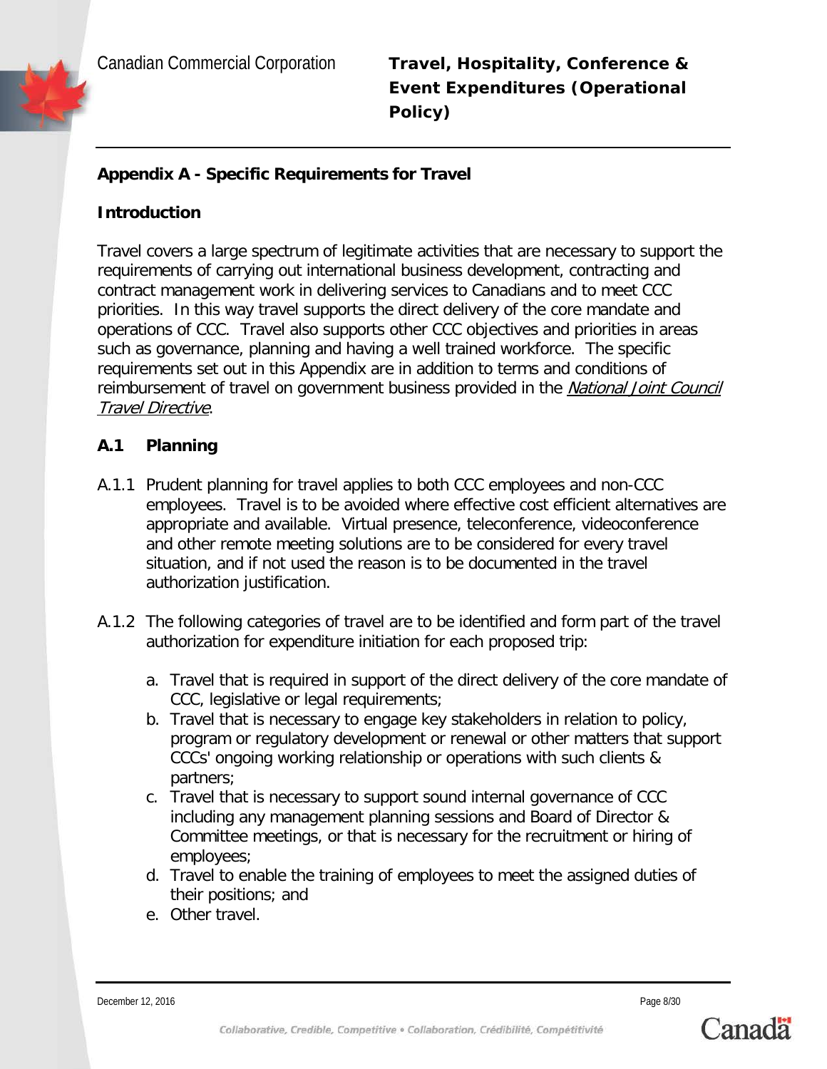## Appendix A - Specific Requirements for Travel

### Introduction

Travel covers a large spectrum of legitimate activities that are necessary to support the requirements of carrying out international business development, contracting and contract management work in delivering services to Canadians and to meet CCC priorities. In this way travel supports the direct delivery of the core mandate and operations of CCC. Travel also supports other CCC objectives and priorities in areas such as governance, planning and having a well trained workforce. The specific requirements set out in this Appendix are in addition to terms and conditions of reimbursement of travel on government business provided in the *National Joint Council Travel Directive*.

### A.1 Planning

A.1.1 Prudent planning for travel applies to both CCC employees and non-CCC employees. Travel is to be avoided where effective cost efficient alternatives are appropriate and available. Virtual presence, teleconference, videoconference and other remote meeting solutions are to be considered for every travel situation, and if not used the reason is to be documented in the travel authorization justification.

A.1.2 The following categories of travel are to be identified and form part of the travel authorization for expenditure initiation for each proposed trip:

a. Travel that is required in support of the direct delivery of the core mandate of CCC, legislative or legal requirements;
b. Travel that is necessary to engage key stakeholders in relation to policy, program or regulatory development or renewal or other matters that support CCCs' ongoing working relationship or operations with such clients & partners;
c. Travel that is necessary to support sound internal governance of CCC including any management planning sessions and Board of Director & Committee meetings, or that is necessary for the recruitment or hiring of employees;
d. Travel to enable the training of employees to meet the assigned duties of their positions; and
e. Other travel.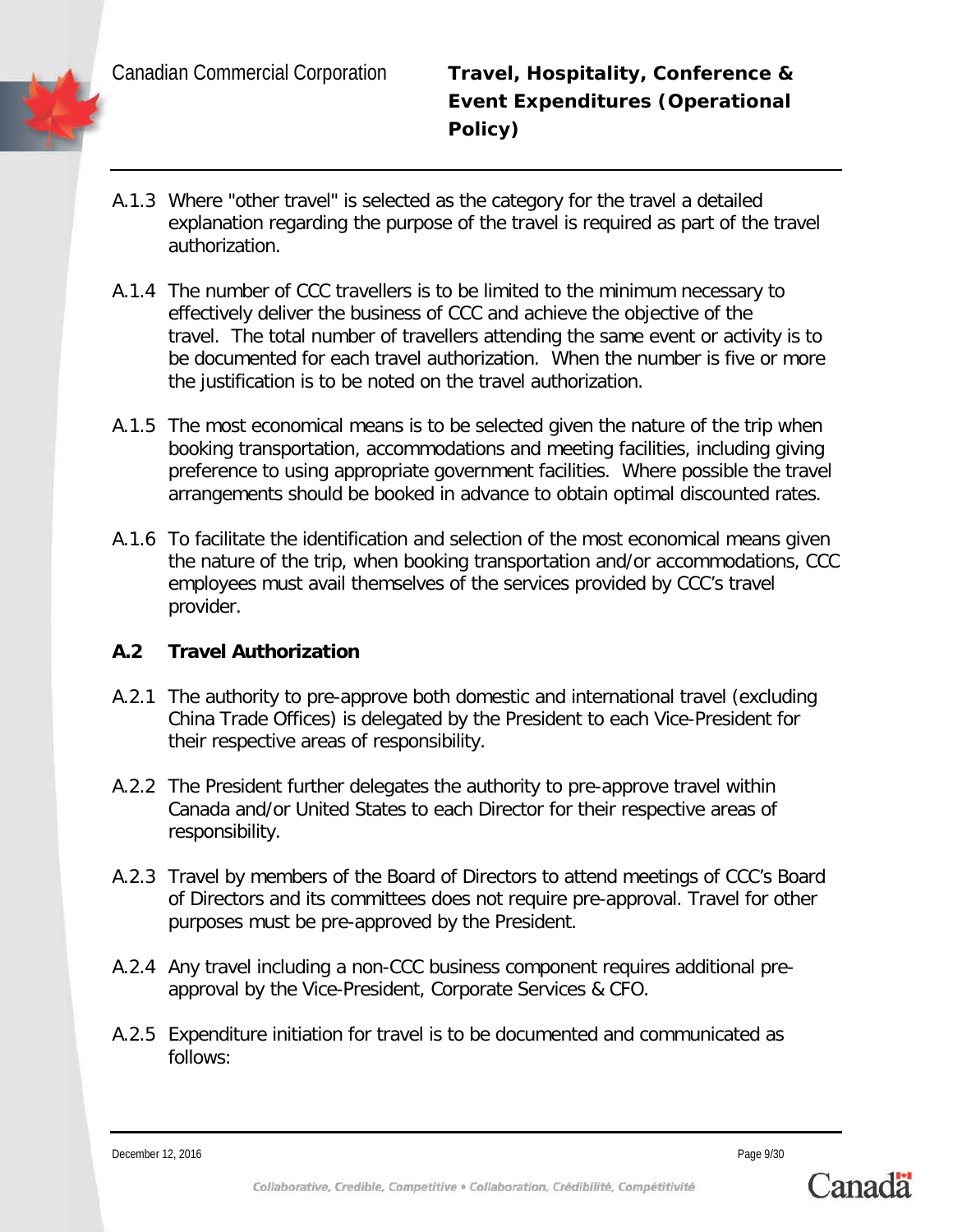A.1.3 Where "other travel" is selected as the category for the travel a detailed explanation regarding the purpose of the travel is required as part of the travel authorization.

A.1.4 The number of CCC travellers is to be limited to the minimum necessary to effectively deliver the business of CCC and achieve the objective of the travel. The total number of travellers attending the same event or activity is to be documented for each travel authorization. When the number is five or more the justification is to be noted on the travel authorization.

A.1.5 The most economical means is to be selected given the nature of the trip when booking transportation, accommodations and meeting facilities, including giving preference to using appropriate government facilities. Where possible the travel arrangements should be booked in advance to obtain optimal discounted rates.

A.1.6 To facilitate the identification and selection of the most economical means given the nature of the trip, when booking transportation and/or accommodations, CCC employees must avail themselves of the services provided by CCC's travel provider.

### A.2 Travel Authorization

A.2.1 The authority to pre-approve both domestic and international travel (excluding China Trade Offices) is delegated by the President to each Vice-President for their respective areas of responsibility.

A.2.2 The President further delegates the authority to pre-approve travel within Canada and/or United States to each Director for their respective areas of responsibility.

A.2.3 Travel by members of the Board of Directors to attend meetings of CCC's Board of Directors and its committees does not require pre-approval. Travel for other purposes must be pre-approved by the President.

A.2.4 Any travel including a non-CCC business component requires additional pre-approval by the Vice-President, Corporate Services & CFO.

A.2.5 Expenditure initiation for travel is to be documented and communicated as follows: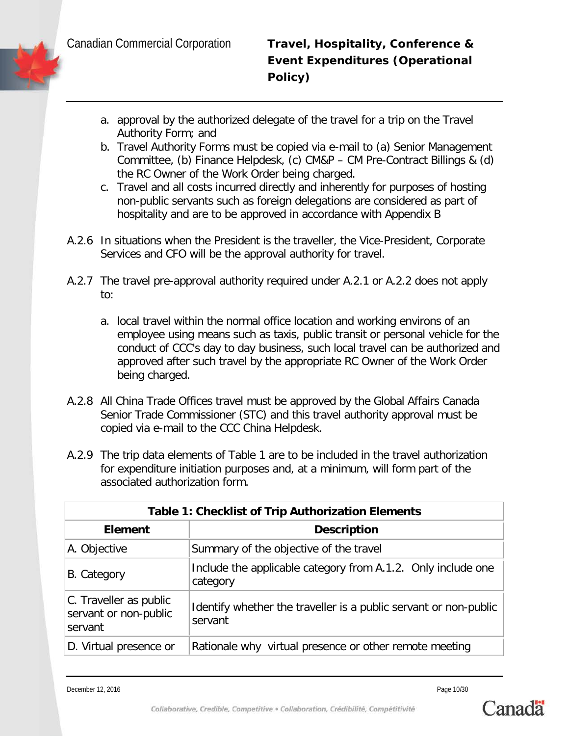a. approval by the authorized delegate of the travel for a trip on the Travel Authority Form; and
   b. Travel Authority Forms must be copied via e-mail to (a) Senior Management Committee, (b) Finance Helpdesk, (c) CM&P – CM Pre-Contract Billings & (d) the RC Owner of the Work Order being charged.
   c. Travel and all costs incurred directly and inherently for purposes of hosting non-public servants such as foreign delegations are considered as part of hospitality and are to be approved in accordance with Appendix B

A.2.6 In situations when the President is the traveller, the Vice-President, Corporate Services and CFO will be the approval authority for travel.

A.2.7 The travel pre-approval authority required under A.2.1 or A.2.2 does not apply to:

   a. local travel within the normal office location and working environs of an employee using means such as taxis, public transit or personal vehicle for the conduct of CCC's day to day business, such local travel can be authorized and approved after such travel by the appropriate RC Owner of the Work Order being charged.

A.2.8 All China Trade Offices travel must be approved by the Global Affairs Canada Senior Trade Commissioner (STC) and this travel authority approval must be copied via e-mail to the CCC China Helpdesk.

A.2.9 The trip data elements of Table 1 are to be included in the travel authorization for expenditure initiation purposes and, at a minimum, will form part of the associated authorization form.

**Table 1: Checklist of Trip Authorization Elements**

| Element | Description |
| --- | --- |
| A. Objective | Summary of the objective of the travel |
| B. Category | Include the applicable category from A.1.2. Only include one category |
| C. Traveller as public servant or non-public servant | Identify whether the traveller is a public servant or non-public servant |
| D. Virtual presence or | Rationale why virtual presence or other remote meeting |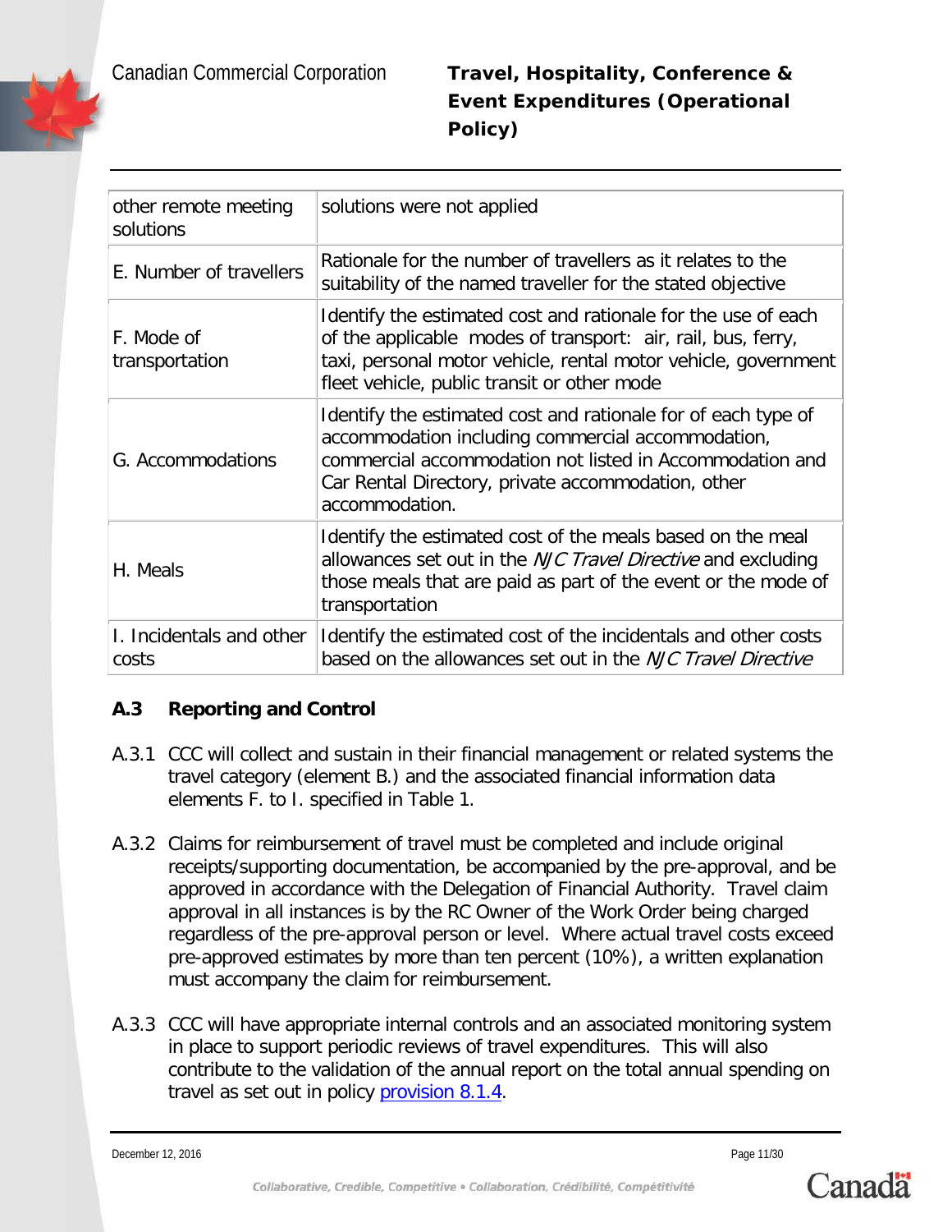| | |
|---|---|
| other remote meeting solutions | solutions were not applied |
| E. Number of travellers | Rationale for the number of travellers as it relates to the suitability of the named traveller for the stated objective |
| F. Mode of transportation | Identify the estimated cost and rationale for the use of each of the applicable modes of transport: air, rail, bus, ferry, taxi, personal motor vehicle, rental motor vehicle, government fleet vehicle, public transit or other mode |
| G. Accommodations | Identify the estimated cost and rationale for of each type of accommodation including commercial accommodation, commercial accommodation not listed in Accommodation and Car Rental Directory, private accommodation, other accommodation. |
| H. Meals | Identify the estimated cost of the meals based on the meal allowances set out in the *NJC Travel Directive* and excluding those meals that are paid as part of the event or the mode of transportation |
| I. Incidentals and other costs | Identify the estimated cost of the incidentals and other costs based on the allowances set out in the *NJC Travel Directive* |

### A.3 Reporting and Control

A.3.1 CCC will collect and sustain in their financial management or related systems the travel category (element B.) and the associated financial information data elements F. to I. specified in Table 1.

A.3.2 Claims for reimbursement of travel must be completed and include original receipts/supporting documentation, be accompanied by the pre-approval, and be approved in accordance with the Delegation of Financial Authority. Travel claim approval in all instances is by the RC Owner of the Work Order being charged regardless of the pre-approval person or level. Where actual travel costs exceed pre-approved estimates by more than ten percent (10%), a written explanation must accompany the claim for reimbursement.

A.3.3 CCC will have appropriate internal controls and an associated monitoring system in place to support periodic reviews of travel expenditures. This will also contribute to the validation of the annual report on the total annual spending on travel as set out in policy provision 8.1.4.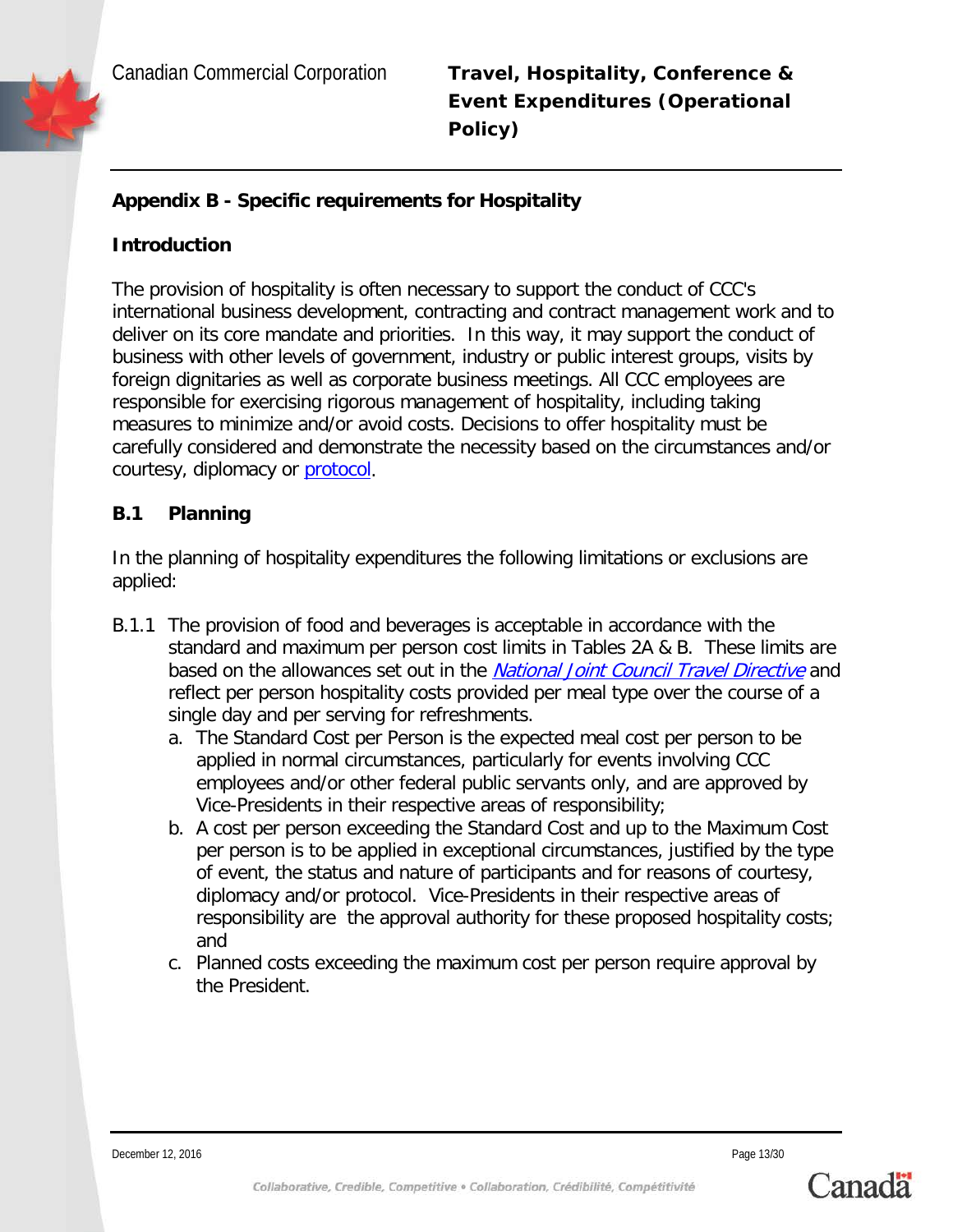## Appendix B - Specific requirements for Hospitality

### Introduction

The provision of hospitality is often necessary to support the conduct of CCC's international business development, contracting and contract management work and to deliver on its core mandate and priorities. In this way, it may support the conduct of business with other levels of government, industry or public interest groups, visits by foreign dignitaries as well as corporate business meetings. All CCC employees are responsible for exercising rigorous management of hospitality, including taking measures to minimize and/or avoid costs. Decisions to offer hospitality must be carefully considered and demonstrate the necessity based on the circumstances and/or courtesy, diplomacy or protocol.

### B.1 Planning

In the planning of hospitality expenditures the following limitations or exclusions are applied:

B.1.1 The provision of food and beverages is acceptable in accordance with the standard and maximum per person cost limits in Tables 2A & B. These limits are based on the allowances set out in the *National Joint Council Travel Directive* and reflect per person hospitality costs provided per meal type over the course of a single day and per serving for refreshments.

a. The Standard Cost per Person is the expected meal cost per person to be applied in normal circumstances, particularly for events involving CCC employees and/or other federal public servants only, and are approved by Vice-Presidents in their respective areas of responsibility;

b. A cost per person exceeding the Standard Cost and up to the Maximum Cost per person is to be applied in exceptional circumstances, justified by the type of event, the status and nature of participants and for reasons of courtesy, diplomacy and/or protocol. Vice-Presidents in their respective areas of responsibility are the approval authority for these proposed hospitality costs; and

c. Planned costs exceeding the maximum cost per person require approval by the President.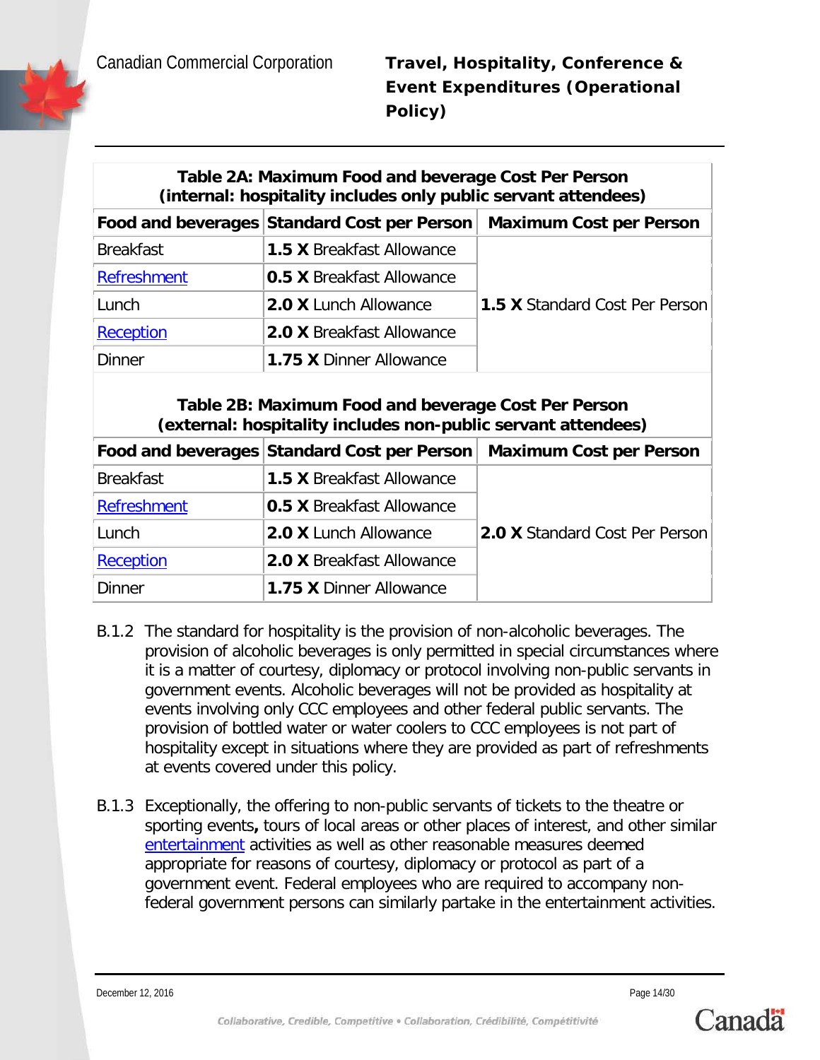**Table 2A: Maximum Food and beverage Cost Per Person (internal: hospitality includes only public servant attendees)**

| Food and beverages | Standard Cost per Person | Maximum Cost per Person |
|---|---|---|
| Breakfast | **1.5 X** Breakfast Allowance | **1.5 X** Standard Cost Per Person |
| Refreshment | **0.5 X** Breakfast Allowance | |
| Lunch | **2.0 X** Lunch Allowance | |
| Reception | **2.0 X** Breakfast Allowance | |
| Dinner | **1.75 X** Dinner Allowance | |

**Table 2B: Maximum Food and beverage Cost Per Person (external: hospitality includes non-public servant attendees)**

| Food and beverages | Standard Cost per Person | Maximum Cost per Person |
|---|---|---|
| Breakfast | **1.5 X** Breakfast Allowance | **2.0 X** Standard Cost Per Person |
| Refreshment | **0.5 X** Breakfast Allowance | |
| Lunch | **2.0 X** Lunch Allowance | |
| Reception | **2.0 X** Breakfast Allowance | |
| Dinner | **1.75 X** Dinner Allowance | |

B.1.2 The standard for hospitality is the provision of non-alcoholic beverages. The provision of alcoholic beverages is only permitted in special circumstances where it is a matter of courtesy, diplomacy or protocol involving non-public servants in government events. Alcoholic beverages will not be provided as hospitality at events involving only CCC employees and other federal public servants. The provision of bottled water or water coolers to CCC employees is not part of hospitality except in situations where they are provided as part of refreshments at events covered under this policy.

B.1.3 Exceptionally, the offering to non-public servants of tickets to the theatre or sporting events**,** tours of local areas or other places of interest, and other similar entertainment activities as well as other reasonable measures deemed appropriate for reasons of courtesy, diplomacy or protocol as part of a government event. Federal employees who are required to accompany non-federal government persons can similarly partake in the entertainment activities.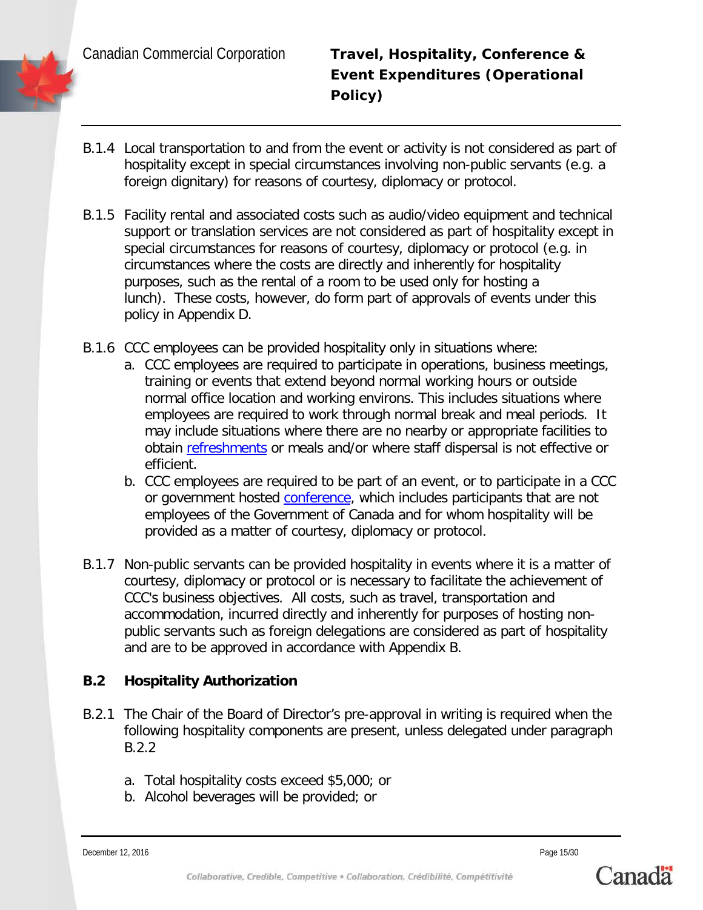B.1.4 Local transportation to and from the event or activity is not considered as part of hospitality except in special circumstances involving non-public servants (e.g. a foreign dignitary) for reasons of courtesy, diplomacy or protocol.

B.1.5 Facility rental and associated costs such as audio/video equipment and technical support or translation services are not considered as part of hospitality except in special circumstances for reasons of courtesy, diplomacy or protocol (e.g. in circumstances where the costs are directly and inherently for hospitality purposes, such as the rental of a room to be used only for hosting a lunch). These costs, however, do form part of approvals of events under this policy in Appendix D.

B.1.6 CCC employees can be provided hospitality only in situations where:

a. CCC employees are required to participate in operations, business meetings, training or events that extend beyond normal working hours or outside normal office location and working environs. This includes situations where employees are required to work through normal break and meal periods. It may include situations where there are no nearby or appropriate facilities to obtain refreshments or meals and/or where staff dispersal is not effective or efficient.

b. CCC employees are required to be part of an event, or to participate in a CCC or government hosted conference, which includes participants that are not employees of the Government of Canada and for whom hospitality will be provided as a matter of courtesy, diplomacy or protocol.

B.1.7 Non-public servants can be provided hospitality in events where it is a matter of courtesy, diplomacy or protocol or is necessary to facilitate the achievement of CCC's business objectives. All costs, such as travel, transportation and accommodation, incurred directly and inherently for purposes of hosting non-public servants such as foreign delegations are considered as part of hospitality and are to be approved in accordance with Appendix B.

## B.2 Hospitality Authorization

B.2.1 The Chair of the Board of Director's pre-approval in writing is required when the following hospitality components are present, unless delegated under paragraph B.2.2

a. Total hospitality costs exceed $5,000; or
b. Alcohol beverages will be provided; or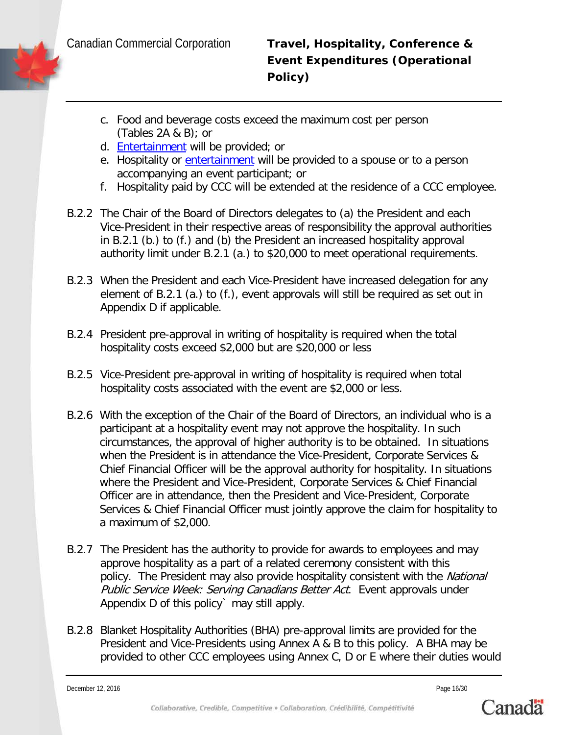c. Food and beverage costs exceed the maximum cost per person (Tables 2A & B); or
d. Entertainment will be provided; or
e. Hospitality or entertainment will be provided to a spouse or to a person accompanying an event participant; or
f. Hospitality paid by CCC will be extended at the residence of a CCC employee.

B.2.2 The Chair of the Board of Directors delegates to (a) the President and each Vice-President in their respective areas of responsibility the approval authorities in B.2.1 (b.) to (f.) and (b) the President an increased hospitality approval authority limit under B.2.1 (a.) to $20,000 to meet operational requirements.

B.2.3 When the President and each Vice-President have increased delegation for any element of B.2.1 (a.) to (f.), event approvals will still be required as set out in Appendix D if applicable.

B.2.4 President pre-approval in writing of hospitality is required when the total hospitality costs exceed $2,000 but are $20,000 or less

B.2.5 Vice-President pre-approval in writing of hospitality is required when total hospitality costs associated with the event are $2,000 or less.

B.2.6 With the exception of the Chair of the Board of Directors, an individual who is a participant at a hospitality event may not approve the hospitality. In such circumstances, the approval of higher authority is to be obtained. In situations when the President is in attendance the Vice-President, Corporate Services & Chief Financial Officer will be the approval authority for hospitality. In situations where the President and Vice-President, Corporate Services & Chief Financial Officer are in attendance, then the President and Vice-President, Corporate Services & Chief Financial Officer must jointly approve the claim for hospitality to a maximum of $2,000.

B.2.7 The President has the authority to provide for awards to employees and may approve hospitality as a part of a related ceremony consistent with this policy. The President may also provide hospitality consistent with the *National Public Service Week: Serving Canadians Better Act*. Event approvals under Appendix D of this policy` may still apply.

B.2.8 Blanket Hospitality Authorities (BHA) pre-approval limits are provided for the President and Vice-Presidents using Annex A & B to this policy. A BHA may be provided to other CCC employees using Annex C, D or E where their duties would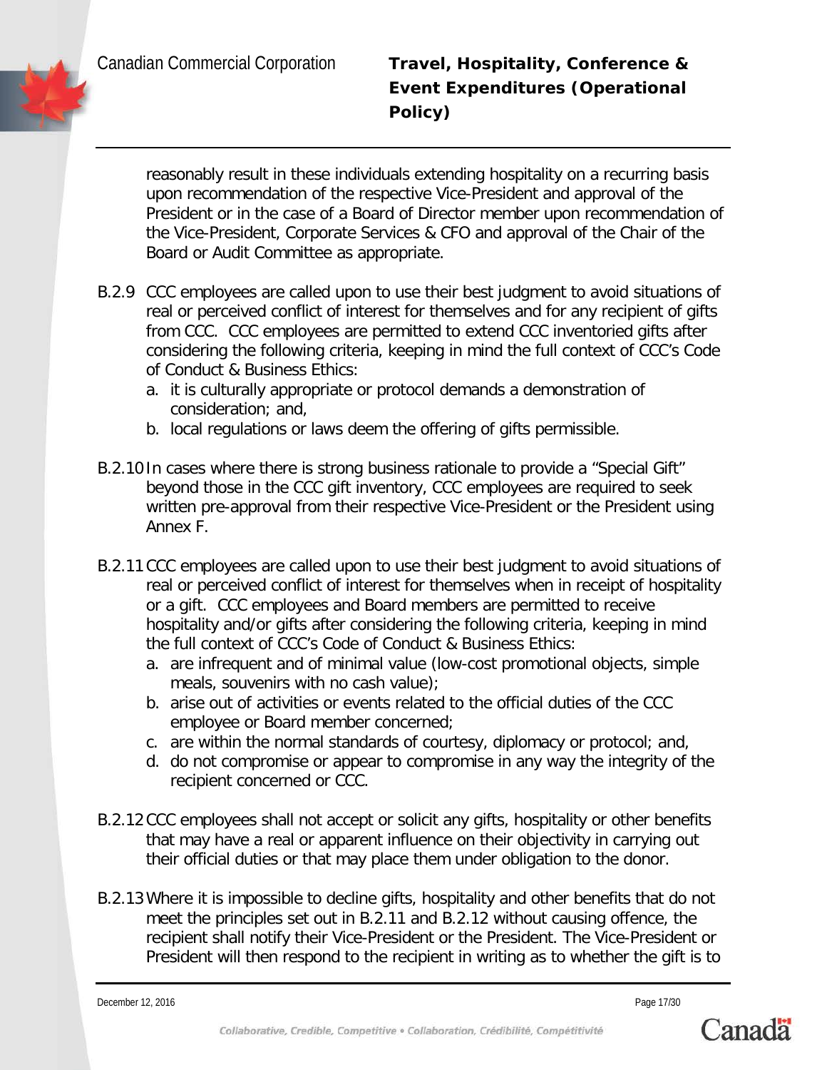reasonably result in these individuals extending hospitality on a recurring basis upon recommendation of the respective Vice-President and approval of the President or in the case of a Board of Director member upon recommendation of the Vice-President, Corporate Services & CFO and approval of the Chair of the Board or Audit Committee as appropriate.

B.2.9 CCC employees are called upon to use their best judgment to avoid situations of real or perceived conflict of interest for themselves and for any recipient of gifts from CCC. CCC employees are permitted to extend CCC inventoried gifts after considering the following criteria, keeping in mind the full context of CCC's Code of Conduct & Business Ethics:

a. it is culturally appropriate or protocol demands a demonstration of consideration; and,
b. local regulations or laws deem the offering of gifts permissible.

B.2.10 In cases where there is strong business rationale to provide a "Special Gift" beyond those in the CCC gift inventory, CCC employees are required to seek written pre-approval from their respective Vice-President or the President using Annex F.

B.2.11 CCC employees are called upon to use their best judgment to avoid situations of real or perceived conflict of interest for themselves when in receipt of hospitality or a gift. CCC employees and Board members are permitted to receive hospitality and/or gifts after considering the following criteria, keeping in mind the full context of CCC's Code of Conduct & Business Ethics:

a. are infrequent and of minimal value (low-cost promotional objects, simple meals, souvenirs with no cash value);
b. arise out of activities or events related to the official duties of the CCC employee or Board member concerned;
c. are within the normal standards of courtesy, diplomacy or protocol; and,
d. do not compromise or appear to compromise in any way the integrity of the recipient concerned or CCC.

B.2.12 CCC employees shall not accept or solicit any gifts, hospitality or other benefits that may have a real or apparent influence on their objectivity in carrying out their official duties or that may place them under obligation to the donor.

B.2.13 Where it is impossible to decline gifts, hospitality and other benefits that do not meet the principles set out in B.2.11 and B.2.12 without causing offence, the recipient shall notify their Vice-President or the President. The Vice-President or President will then respond to the recipient in writing as to whether the gift is to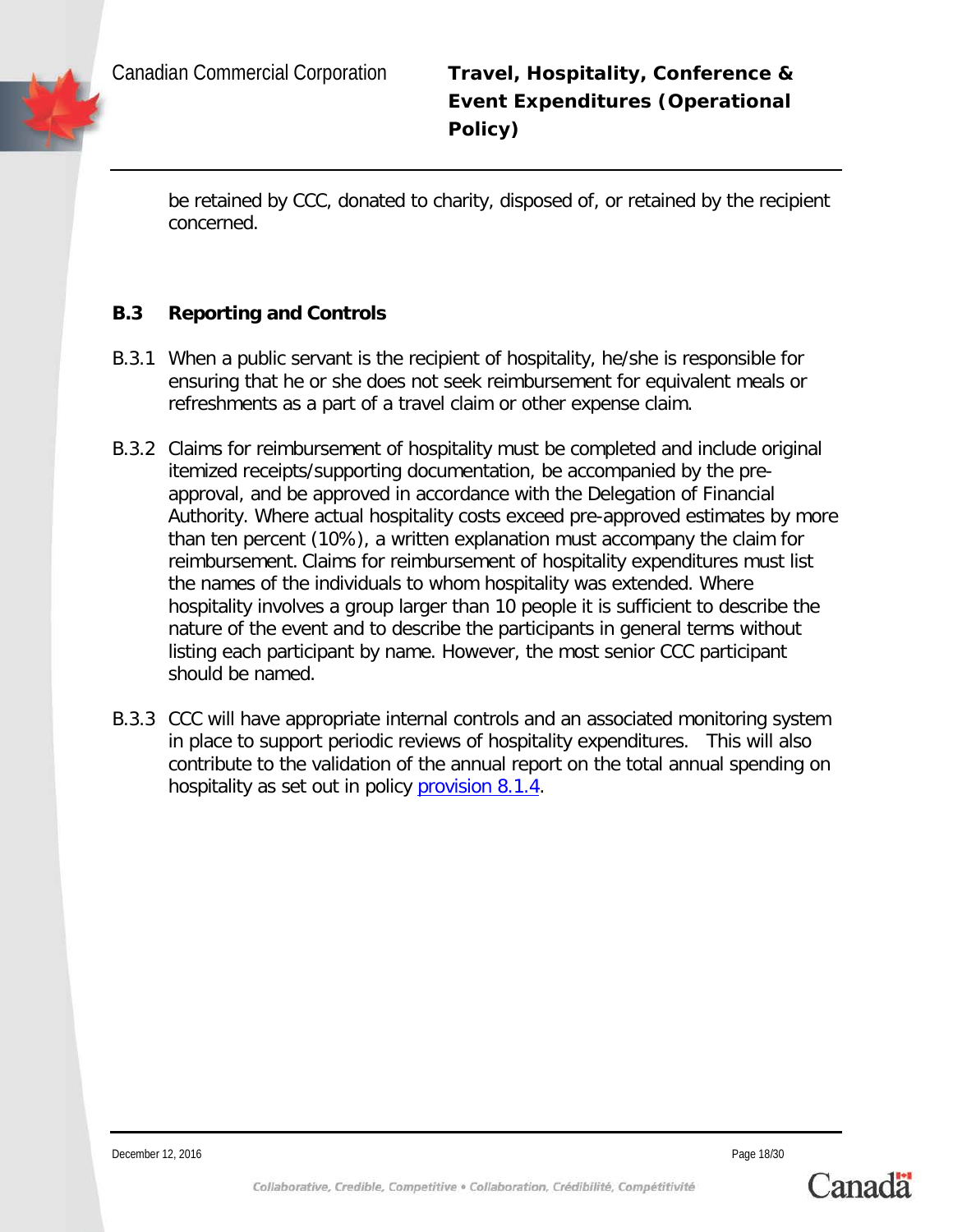be retained by CCC, donated to charity, disposed of, or retained by the recipient concerned.

### B.3 Reporting and Controls

B.3.1 When a public servant is the recipient of hospitality, he/she is responsible for ensuring that he or she does not seek reimbursement for equivalent meals or refreshments as a part of a travel claim or other expense claim.

B.3.2 Claims for reimbursement of hospitality must be completed and include original itemized receipts/supporting documentation, be accompanied by the pre-approval, and be approved in accordance with the Delegation of Financial Authority. Where actual hospitality costs exceed pre-approved estimates by more than ten percent (10%), a written explanation must accompany the claim for reimbursement. Claims for reimbursement of hospitality expenditures must list the names of the individuals to whom hospitality was extended. Where hospitality involves a group larger than 10 people it is sufficient to describe the nature of the event and to describe the participants in general terms without listing each participant by name. However, the most senior CCC participant should be named.

B.3.3 CCC will have appropriate internal controls and an associated monitoring system in place to support periodic reviews of hospitality expenditures. This will also contribute to the validation of the annual report on the total annual spending on hospitality as set out in policy provision 8.1.4.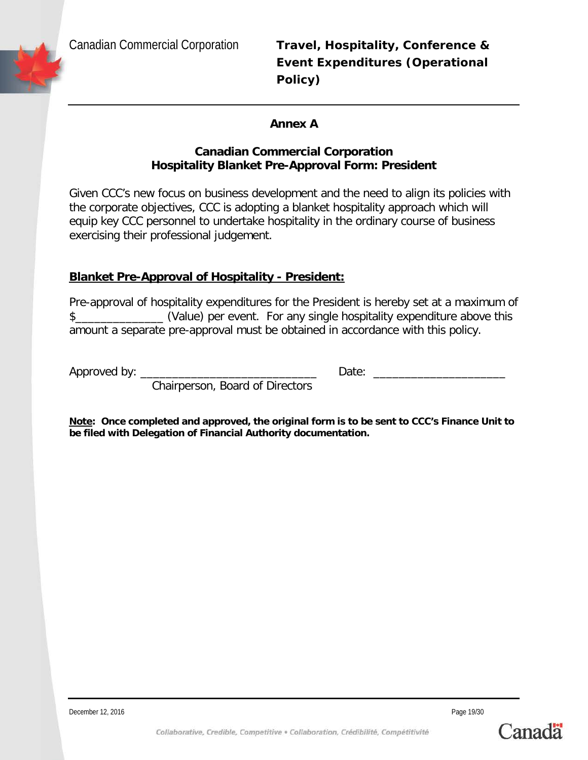## Annex A

### Canadian Commercial Corporation
### Hospitality Blanket Pre-Approval Form: President

Given CCC's new focus on business development and the need to align its policies with the corporate objectives, CCC is adopting a blanket hospitality approach which will equip key CCC personnel to undertake hospitality in the ordinary course of business exercising their professional judgement.

**Blanket Pre-Approval of Hospitality - President:**

Pre-approval of hospitality expenditures for the President is hereby set at a maximum of $_____________ (Value) per event. For any single hospitality expenditure above this amount a separate pre-approval must be obtained in accordance with this policy.

Approved by: ___________________________ Date: ____________________
Chairperson, Board of Directors

**Note: Once completed and approved, the original form is to be sent to CCC's Finance Unit to be filed with Delegation of Financial Authority documentation.**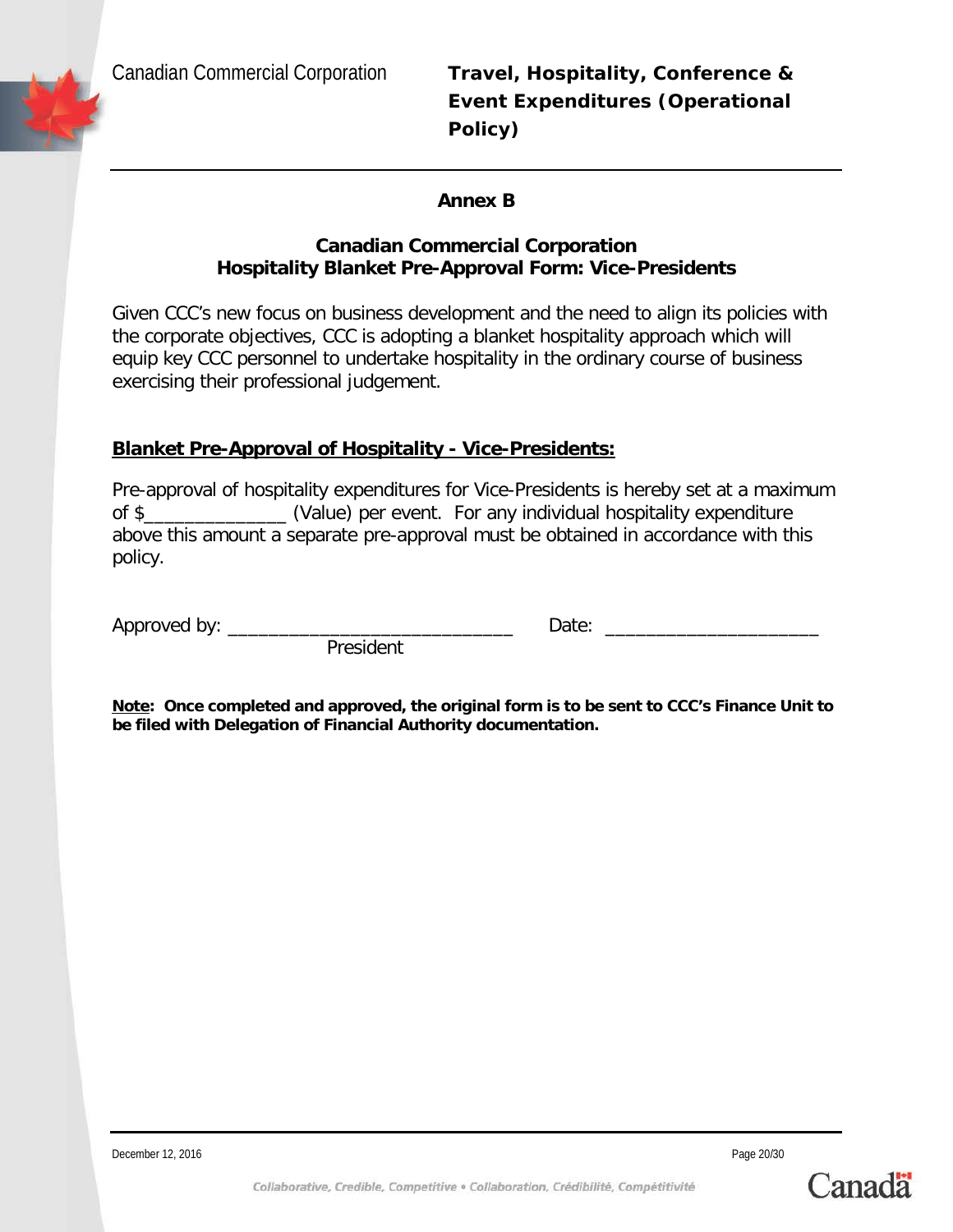## Annex B

### Canadian Commercial Corporation
### Hospitality Blanket Pre-Approval Form: Vice-Presidents

Given CCC's new focus on business development and the need to align its policies with the corporate objectives, CCC is adopting a blanket hospitality approach which will equip key CCC personnel to undertake hospitality in the ordinary course of business exercising their professional judgement.

**Blanket Pre-Approval of Hospitality - Vice-Presidents:**

Pre-approval of hospitality expenditures for Vice-Presidents is hereby set at a maximum of $______________ (Value) per event. For any individual hospitality expenditure above this amount a separate pre-approval must be obtained in accordance with this policy.

Approved by: ____________________________ Date: _____________________
President

**Note: Once completed and approved, the original form is to be sent to CCC's Finance Unit to be filed with Delegation of Financial Authority documentation.**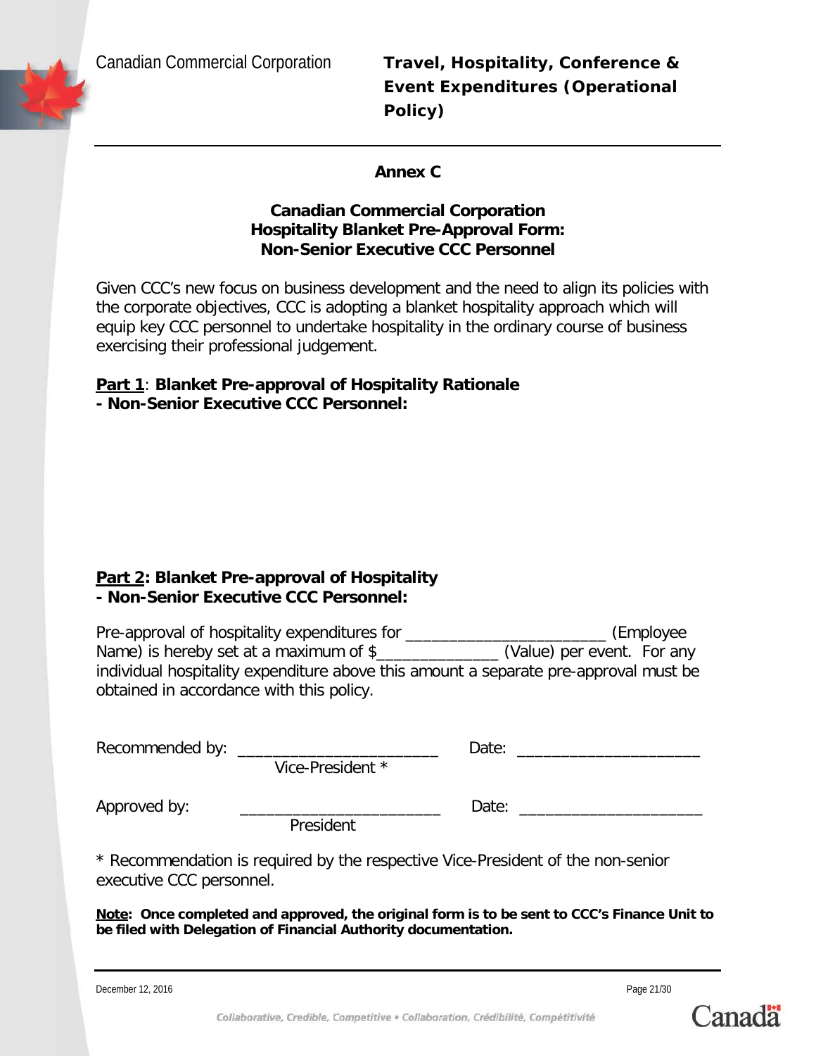## Annex C

### Canadian Commercial Corporation
### Hospitality Blanket Pre-Approval Form: Non-Senior Executive CCC Personnel

Given CCC's new focus on business development and the need to align its policies with the corporate objectives, CCC is adopting a blanket hospitality approach which will equip key CCC personnel to undertake hospitality in the ordinary course of business exercising their professional judgement.

**Part 1**: **Blanket Pre-approval of Hospitality Rationale - Non-Senior Executive CCC Personnel:**

**Part 2: Blanket Pre-approval of Hospitality - Non-Senior Executive CCC Personnel:**

Pre-approval of hospitality expenditures for _______________________ (Employee Name) is hereby set at a maximum of $______________ (Value) per event. For any individual hospitality expenditure above this amount a separate pre-approval must be obtained in accordance with this policy.

Recommended by: _______________________ Date: _____________________
Vice-President *

Approved by: _______________________ Date: _____________________
President

* Recommendation is required by the respective Vice-President of the non-senior executive CCC personnel.

**Note: Once completed and approved, the original form is to be sent to CCC's Finance Unit to be filed with Delegation of Financial Authority documentation.**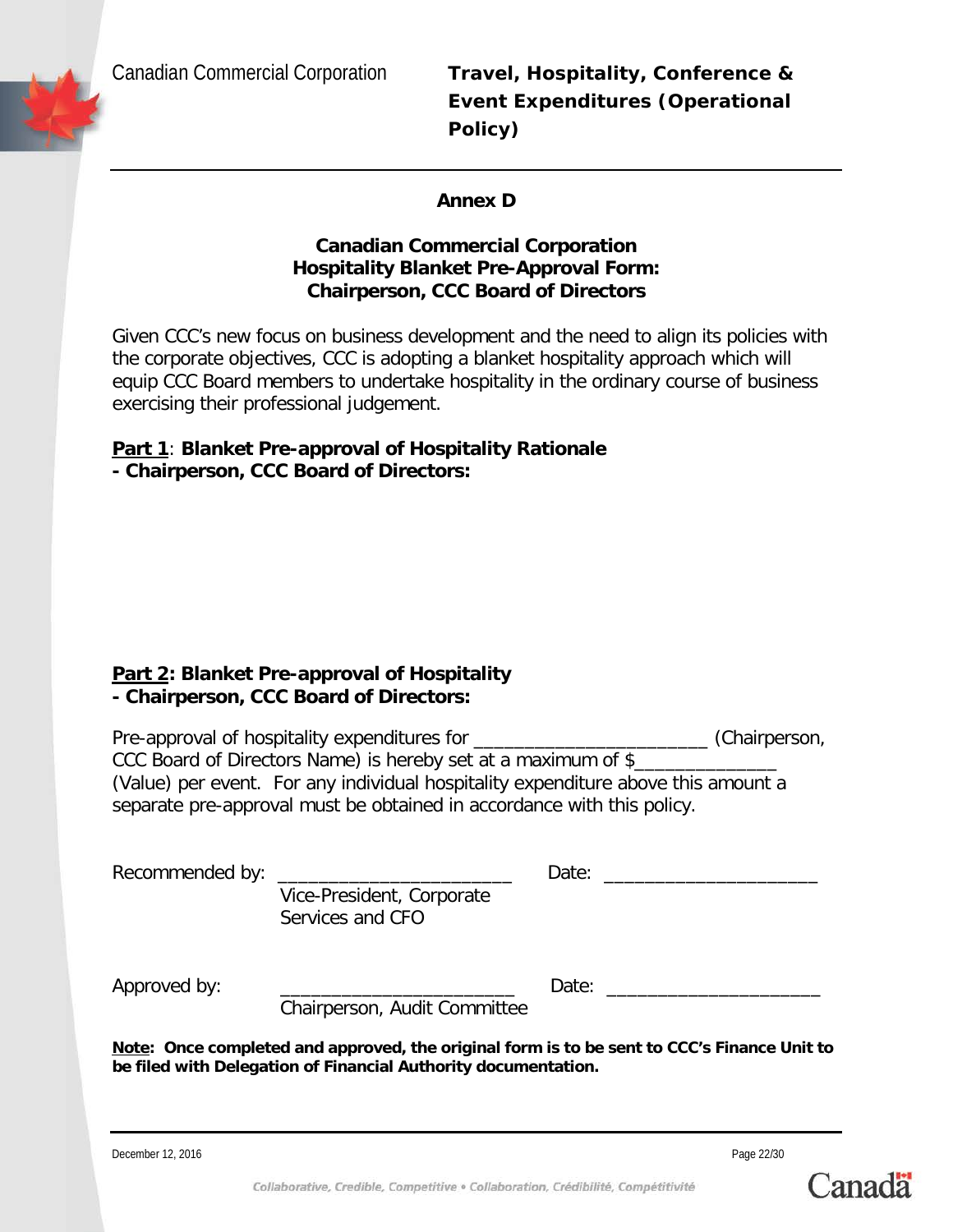## Annex D

### Canadian Commercial Corporation
### Hospitality Blanket Pre-Approval Form:
### Chairperson, CCC Board of Directors

Given CCC's new focus on business development and the need to align its policies with the corporate objectives, CCC is adopting a blanket hospitality approach which will equip CCC Board members to undertake hospitality in the ordinary course of business exercising their professional judgement.

**Part 1**: **Blanket Pre-approval of Hospitality Rationale**
**- Chairperson, CCC Board of Directors:**

**Part 2: Blanket Pre-approval of Hospitality**
**- Chairperson, CCC Board of Directors:**

Pre-approval of hospitality expenditures for _______________________ (Chairperson, CCC Board of Directors Name) is hereby set at a maximum of $______________ (Value) per event. For any individual hospitality expenditure above this amount a separate pre-approval must be obtained in accordance with this policy.

Recommended by: _______________________ Date: _____________________
Vice-President, Corporate Services and CFO

Approved by: _______________________ Date: _____________________
Chairperson, Audit Committee

**Note: Once completed and approved, the original form is to be sent to CCC's Finance Unit to be filed with Delegation of Financial Authority documentation.**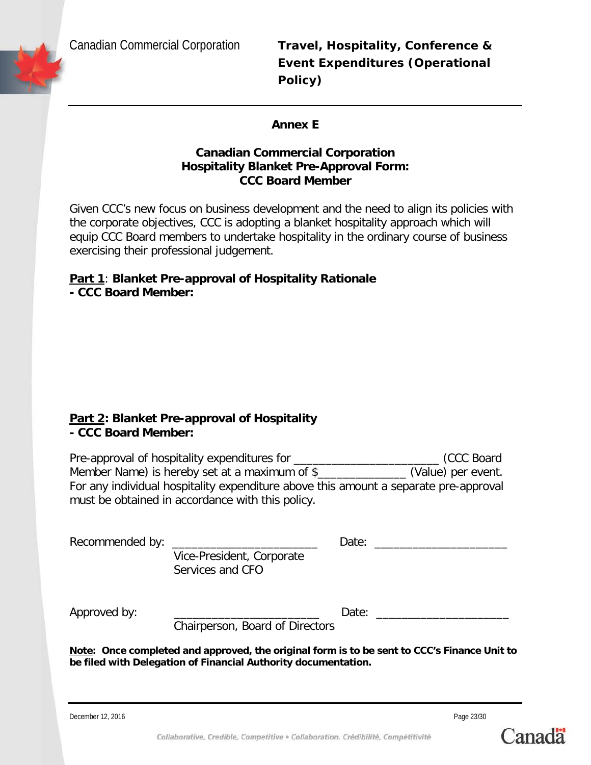## Annex E

### Canadian Commercial Corporation
### Hospitality Blanket Pre-Approval Form:
### CCC Board Member

Given CCC's new focus on business development and the need to align its policies with the corporate objectives, CCC is adopting a blanket hospitality approach which will equip CCC Board members to undertake hospitality in the ordinary course of business exercising their professional judgement.

**Part 1**: **Blanket Pre-approval of Hospitality Rationale**
**- CCC Board Member:**

**Part 2: Blanket Pre-approval of Hospitality**
**- CCC Board Member:**

Pre-approval of hospitality expenditures for _______________________ (CCC Board Member Name) is hereby set at a maximum of $______________ (Value) per event. For any individual hospitality expenditure above this amount a separate pre-approval must be obtained in accordance with this policy.

Recommended by: _______________________ Date: _____________________
Vice-President, Corporate Services and CFO

Approved by: _______________________ Date: _____________________
Chairperson, Board of Directors

**Note: Once completed and approved, the original form is to be sent to CCC's Finance Unit to be filed with Delegation of Financial Authority documentation.**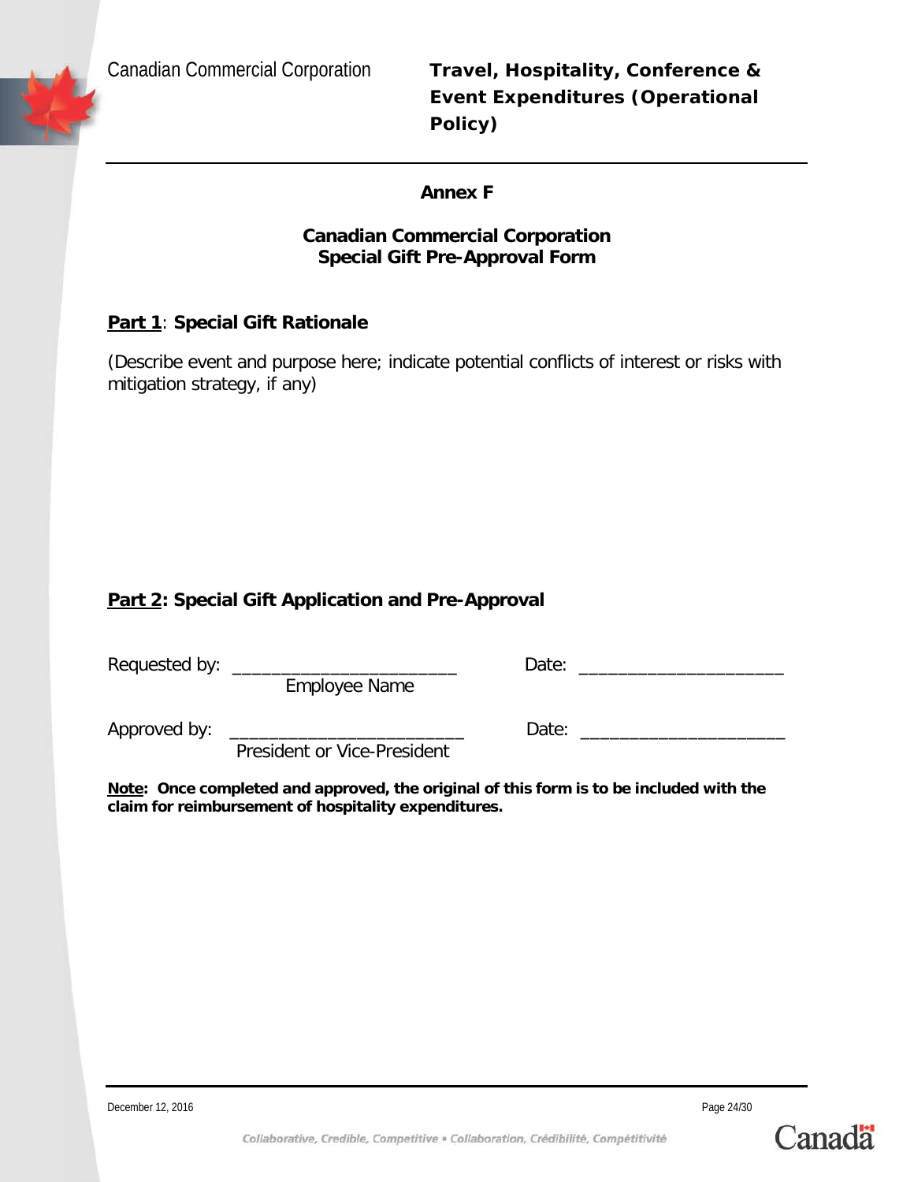## Annex F

### Canadian Commercial Corporation
### Special Gift Pre-Approval Form

**Part 1**: **Special Gift Rationale**

(Describe event and purpose here; indicate potential conflicts of interest or risks with mitigation strategy, if any)

**Part 2: Special Gift Application and Pre-Approval**

Requested by: ________________________ Date: ______________________
Employee Name

Approved by: __________________________ Date: ______________________
President or Vice-President

**Note: Once completed and approved, the original of this form is to be included with the claim for reimbursement of hospitality expenditures.**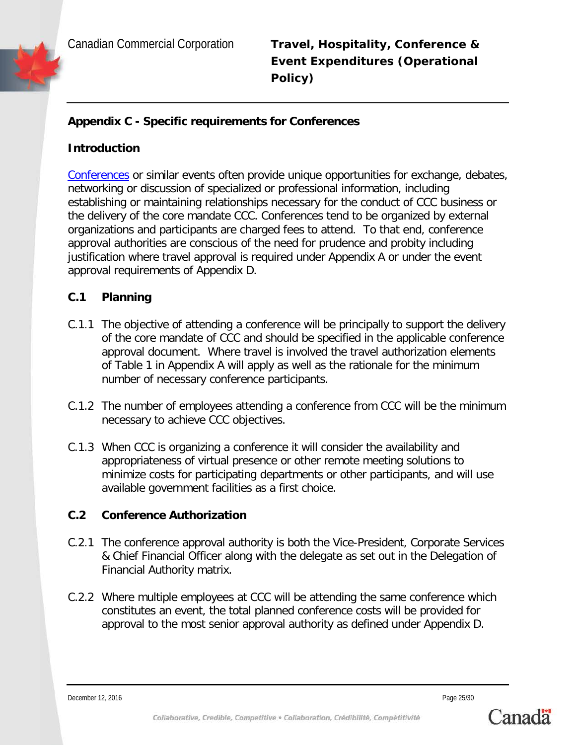## Appendix C - Specific requirements for Conferences

### Introduction

Conferences or similar events often provide unique opportunities for exchange, debates, networking or discussion of specialized or professional information, including establishing or maintaining relationships necessary for the conduct of CCC business or the delivery of the core mandate CCC. Conferences tend to be organized by external organizations and participants are charged fees to attend. To that end, conference approval authorities are conscious of the need for prudence and probity including justification where travel approval is required under Appendix A or under the event approval requirements of Appendix D.

### C.1 Planning

C.1.1 The objective of attending a conference will be principally to support the delivery of the core mandate of CCC and should be specified in the applicable conference approval document. Where travel is involved the travel authorization elements of Table 1 in Appendix A will apply as well as the rationale for the minimum number of necessary conference participants.

C.1.2 The number of employees attending a conference from CCC will be the minimum necessary to achieve CCC objectives.

C.1.3 When CCC is organizing a conference it will consider the availability and appropriateness of virtual presence or other remote meeting solutions to minimize costs for participating departments or other participants, and will use available government facilities as a first choice.

### C.2 Conference Authorization

C.2.1 The conference approval authority is both the Vice-President, Corporate Services & Chief Financial Officer along with the delegate as set out in the Delegation of Financial Authority matrix.

C.2.2 Where multiple employees at CCC will be attending the same conference which constitutes an event, the total planned conference costs will be provided for approval to the most senior approval authority as defined under Appendix D.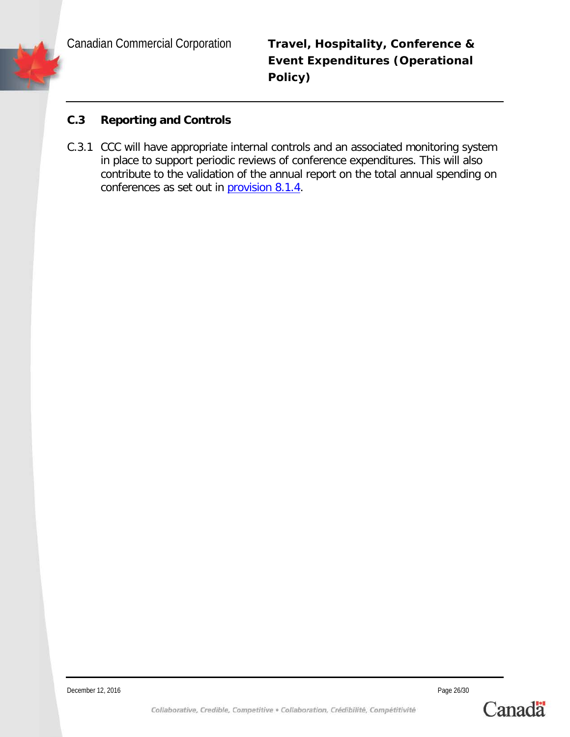### C.3 Reporting and Controls

C.3.1 CCC will have appropriate internal controls and an associated monitoring system in place to support periodic reviews of conference expenditures. This will also contribute to the validation of the annual report on the total annual spending on conferences as set out in provision 8.1.4.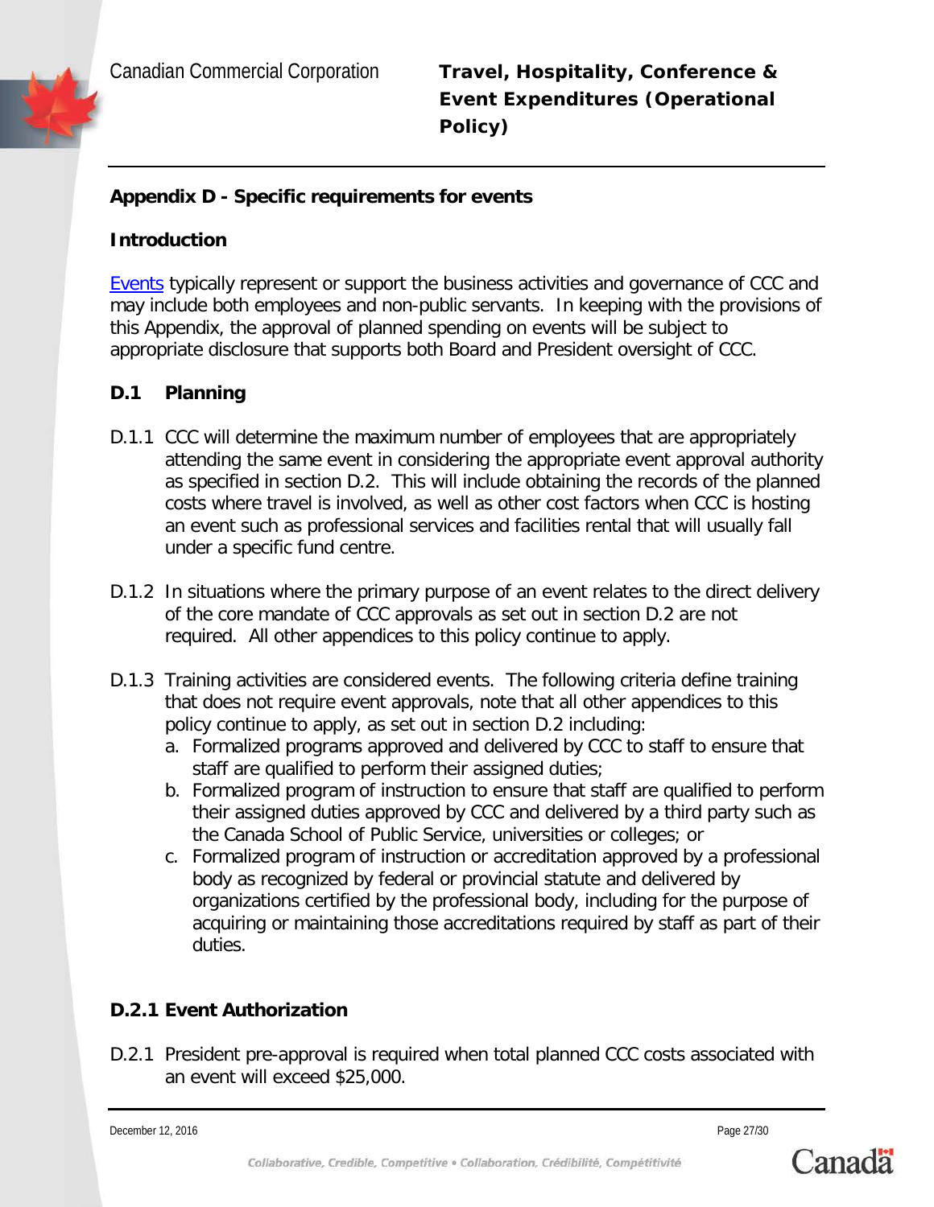## Appendix D - Specific requirements for events

### Introduction

Events typically represent or support the business activities and governance of CCC and may include both employees and non-public servants. In keeping with the provisions of this Appendix, the approval of planned spending on events will be subject to appropriate disclosure that supports both Board and President oversight of CCC.

### D.1 Planning

D.1.1 CCC will determine the maximum number of employees that are appropriately attending the same event in considering the appropriate event approval authority as specified in section D.2. This will include obtaining the records of the planned costs where travel is involved, as well as other cost factors when CCC is hosting an event such as professional services and facilities rental that will usually fall under a specific fund centre.

D.1.2 In situations where the primary purpose of an event relates to the direct delivery of the core mandate of CCC approvals as set out in section D.2 are not required. All other appendices to this policy continue to apply.

D.1.3 Training activities are considered events. The following criteria define training that does not require event approvals, note that all other appendices to this policy continue to apply, as set out in section D.2 including:

a. Formalized programs approved and delivered by CCC to staff to ensure that staff are qualified to perform their assigned duties;
b. Formalized program of instruction to ensure that staff are qualified to perform their assigned duties approved by CCC and delivered by a third party such as the Canada School of Public Service, universities or colleges; or
c. Formalized program of instruction or accreditation approved by a professional body as recognized by federal or provincial statute and delivered by organizations certified by the professional body, including for the purpose of acquiring or maintaining those accreditations required by staff as part of their duties.

### D.2.1 Event Authorization

D.2.1 President pre-approval is required when total planned CCC costs associated with an event will exceed $25,000.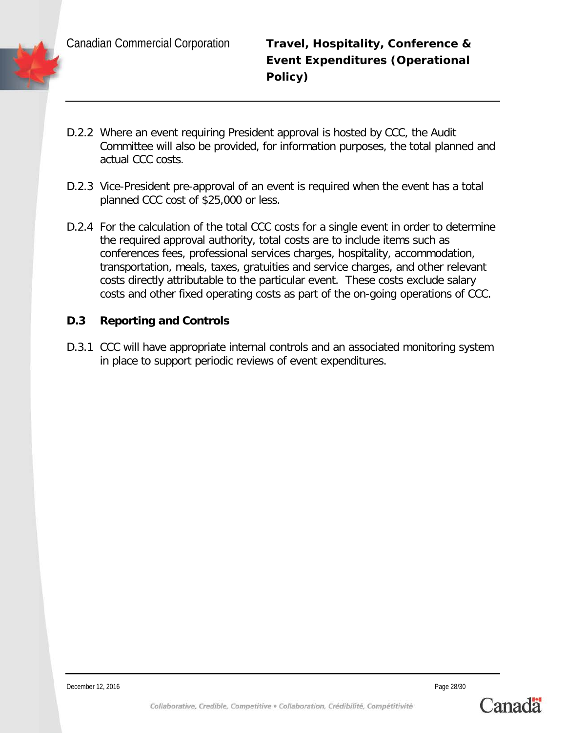D.2.2 Where an event requiring President approval is hosted by CCC, the Audit Committee will also be provided, for information purposes, the total planned and actual CCC costs.

D.2.3 Vice-President pre-approval of an event is required when the event has a total planned CCC cost of $25,000 or less.

D.2.4 For the calculation of the total CCC costs for a single event in order to determine the required approval authority, total costs are to include items such as conferences fees, professional services charges, hospitality, accommodation, transportation, meals, taxes, gratuities and service charges, and other relevant costs directly attributable to the particular event. These costs exclude salary costs and other fixed operating costs as part of the on-going operations of CCC.

### D.3 Reporting and Controls

D.3.1 CCC will have appropriate internal controls and an associated monitoring system in place to support periodic reviews of event expenditures.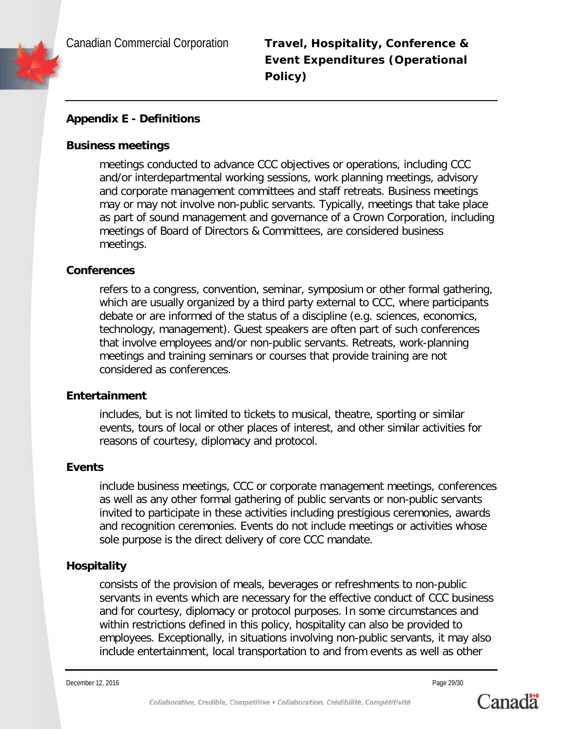## Appendix E - Definitions

### Business meetings

meetings conducted to advance CCC objectives or operations, including CCC and/or interdepartmental working sessions, work planning meetings, advisory and corporate management committees and staff retreats. Business meetings may or may not involve non-public servants. Typically, meetings that take place as part of sound management and governance of a Crown Corporation, including meetings of Board of Directors & Committees, are considered business meetings.

### Conferences

refers to a congress, convention, seminar, symposium or other formal gathering, which are usually organized by a third party external to CCC, where participants debate or are informed of the status of a discipline (e.g. sciences, economics, technology, management). Guest speakers are often part of such conferences that involve employees and/or non-public servants. Retreats, work-planning meetings and training seminars or courses that provide training are not considered as conferences.

### Entertainment

includes, but is not limited to tickets to musical, theatre, sporting or similar events, tours of local or other places of interest, and other similar activities for reasons of courtesy, diplomacy and protocol.

### Events

include business meetings, CCC or corporate management meetings, conferences as well as any other formal gathering of public servants or non-public servants invited to participate in these activities including prestigious ceremonies, awards and recognition ceremonies. Events do not include meetings or activities whose sole purpose is the direct delivery of core CCC mandate.

### Hospitality

consists of the provision of meals, beverages or refreshments to non-public servants in events which are necessary for the effective conduct of CCC business and for courtesy, diplomacy or protocol purposes. In some circumstances and within restrictions defined in this policy, hospitality can also be provided to employees. Exceptionally, in situations involving non-public servants, it may also include entertainment, local transportation to and from events as well as other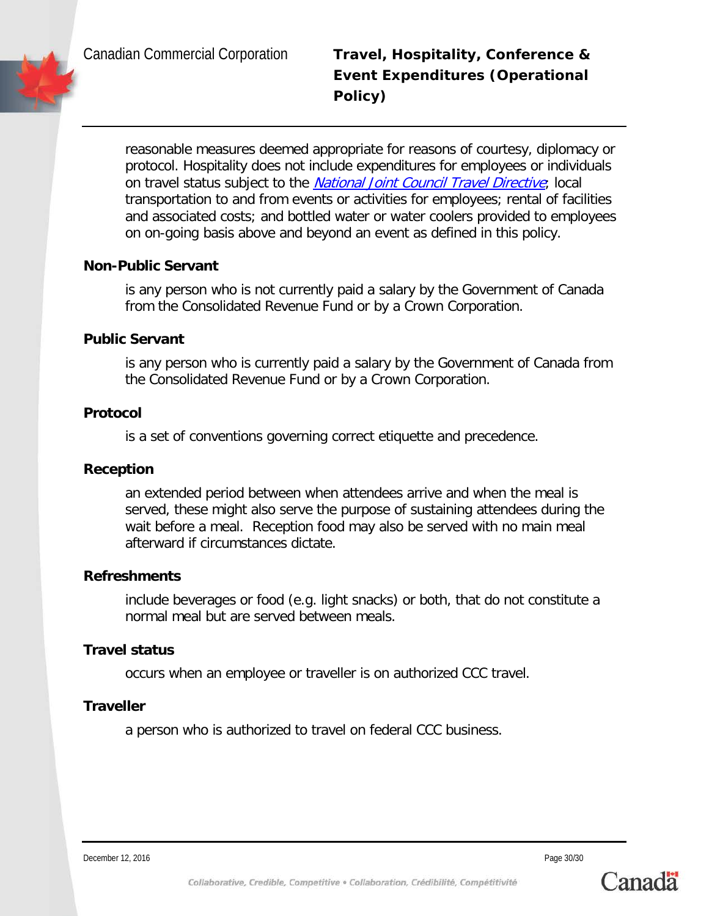reasonable measures deemed appropriate for reasons of courtesy, diplomacy or protocol. Hospitality does not include expenditures for employees or individuals on travel status subject to the *National Joint Council Travel Directive*; local transportation to and from events or activities for employees; rental of facilities and associated costs; and bottled water or water coolers provided to employees on on-going basis above and beyond an event as defined in this policy.

**Non-Public Servant**

is any person who is not currently paid a salary by the Government of Canada from the Consolidated Revenue Fund or by a Crown Corporation.

**Public Servant**

is any person who is currently paid a salary by the Government of Canada from the Consolidated Revenue Fund or by a Crown Corporation.

**Protocol**

is a set of conventions governing correct etiquette and precedence.

**Reception**

an extended period between when attendees arrive and when the meal is served, these might also serve the purpose of sustaining attendees during the wait before a meal. Reception food may also be served with no main meal afterward if circumstances dictate.

**Refreshments**

include beverages or food (e.g. light snacks) or both, that do not constitute a normal meal but are served between meals.

**Travel status**

occurs when an employee or traveller is on authorized CCC travel.

**Traveller**

a person who is authorized to travel on federal CCC business.